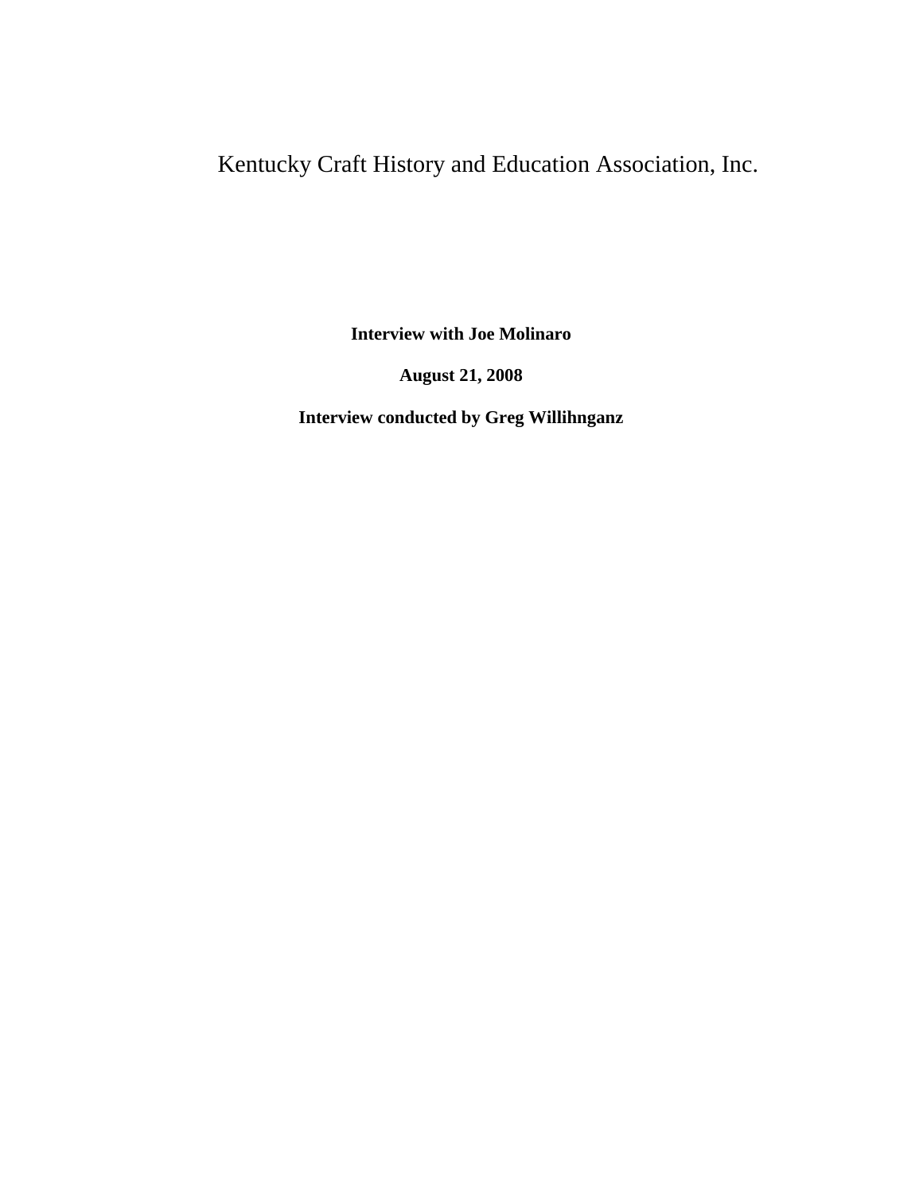# Kentucky Craft History and Education Association, Inc.

**Interview with Joe Molinaro**

**August 21, 2008**

**Interview conducted by Greg Willihnganz**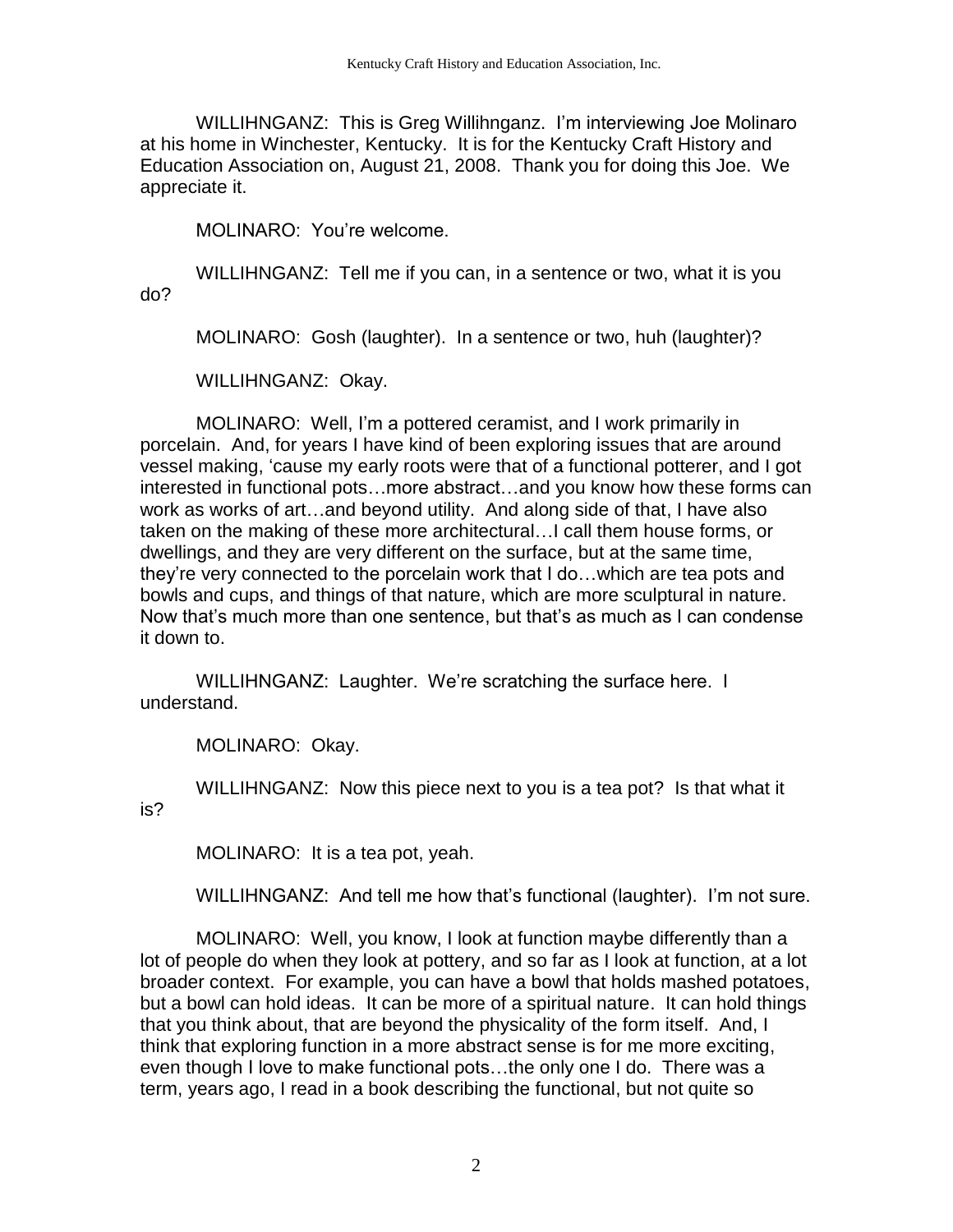WILLIHNGANZ: This is Greg Willihnganz. I'm interviewing Joe Molinaro at his home in Winchester, Kentucky. It is for the Kentucky Craft History and Education Association on, August 21, 2008. Thank you for doing this Joe. We appreciate it.

MOLINARO: You're welcome.

WILLIHNGANZ: Tell me if you can, in a sentence or two, what it is you do?

MOLINARO: Gosh (laughter). In a sentence or two, huh (laughter)?

WILLIHNGANZ: Okay.

MOLINARO: Well, I'm a pottered ceramist, and I work primarily in porcelain. And, for years I have kind of been exploring issues that are around vessel making, 'cause my early roots were that of a functional potterer, and I got interested in functional pots…more abstract…and you know how these forms can work as works of art…and beyond utility. And along side of that, I have also taken on the making of these more architectural…I call them house forms, or dwellings, and they are very different on the surface, but at the same time, they're very connected to the porcelain work that I do…which are tea pots and bowls and cups, and things of that nature, which are more sculptural in nature. Now that's much more than one sentence, but that's as much as I can condense it down to.

WILLIHNGANZ: Laughter. We're scratching the surface here. I understand.

MOLINARO: Okay.

WILLIHNGANZ: Now this piece next to you is a tea pot? Is that what it is?

MOLINARO: It is a tea pot, yeah.

WILLIHNGANZ: And tell me how that's functional (laughter). I'm not sure.

MOLINARO: Well, you know, I look at function maybe differently than a lot of people do when they look at pottery, and so far as I look at function, at a lot broader context. For example, you can have a bowl that holds mashed potatoes, but a bowl can hold ideas. It can be more of a spiritual nature. It can hold things that you think about, that are beyond the physicality of the form itself. And, I think that exploring function in a more abstract sense is for me more exciting, even though I love to make functional pots…the only one I do. There was a term, years ago, I read in a book describing the functional, but not quite so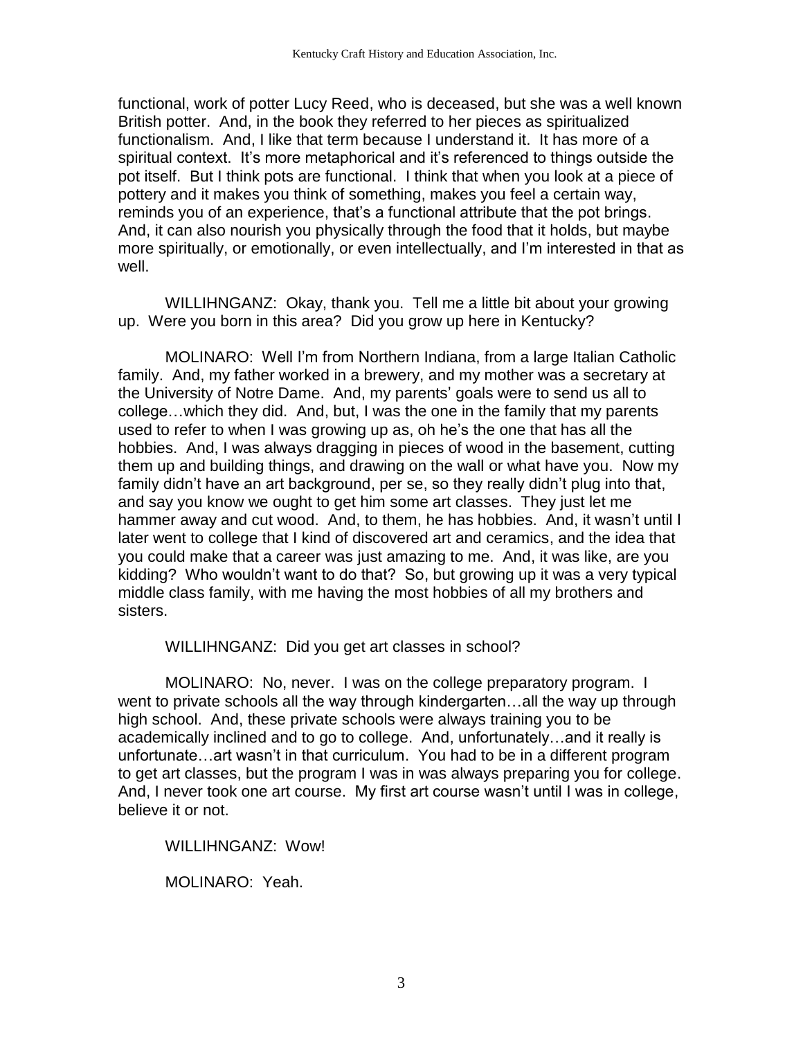functional, work of potter Lucy Reed, who is deceased, but she was a well known British potter. And, in the book they referred to her pieces as spiritualized functionalism. And, I like that term because I understand it. It has more of a spiritual context. It's more metaphorical and it's referenced to things outside the pot itself. But I think pots are functional. I think that when you look at a piece of pottery and it makes you think of something, makes you feel a certain way, reminds you of an experience, that's a functional attribute that the pot brings. And, it can also nourish you physically through the food that it holds, but maybe more spiritually, or emotionally, or even intellectually, and I'm interested in that as well.

WILLIHNGANZ: Okay, thank you. Tell me a little bit about your growing up. Were you born in this area? Did you grow up here in Kentucky?

MOLINARO: Well I'm from Northern Indiana, from a large Italian Catholic family. And, my father worked in a brewery, and my mother was a secretary at the University of Notre Dame. And, my parents' goals were to send us all to college…which they did. And, but, I was the one in the family that my parents used to refer to when I was growing up as, oh he's the one that has all the hobbies. And, I was always dragging in pieces of wood in the basement, cutting them up and building things, and drawing on the wall or what have you. Now my family didn't have an art background, per se, so they really didn't plug into that, and say you know we ought to get him some art classes. They just let me hammer away and cut wood. And, to them, he has hobbies. And, it wasn't until I later went to college that I kind of discovered art and ceramics, and the idea that you could make that a career was just amazing to me. And, it was like, are you kidding? Who wouldn't want to do that? So, but growing up it was a very typical middle class family, with me having the most hobbies of all my brothers and sisters.

WILLIHNGANZ: Did you get art classes in school?

MOLINARO: No, never. I was on the college preparatory program. I went to private schools all the way through kindergarten…all the way up through high school. And, these private schools were always training you to be academically inclined and to go to college. And, unfortunately…and it really is unfortunate…art wasn't in that curriculum. You had to be in a different program to get art classes, but the program I was in was always preparing you for college. And, I never took one art course. My first art course wasn't until I was in college, believe it or not.

WILLIHNGANZ: Wow!

MOLINARO: Yeah.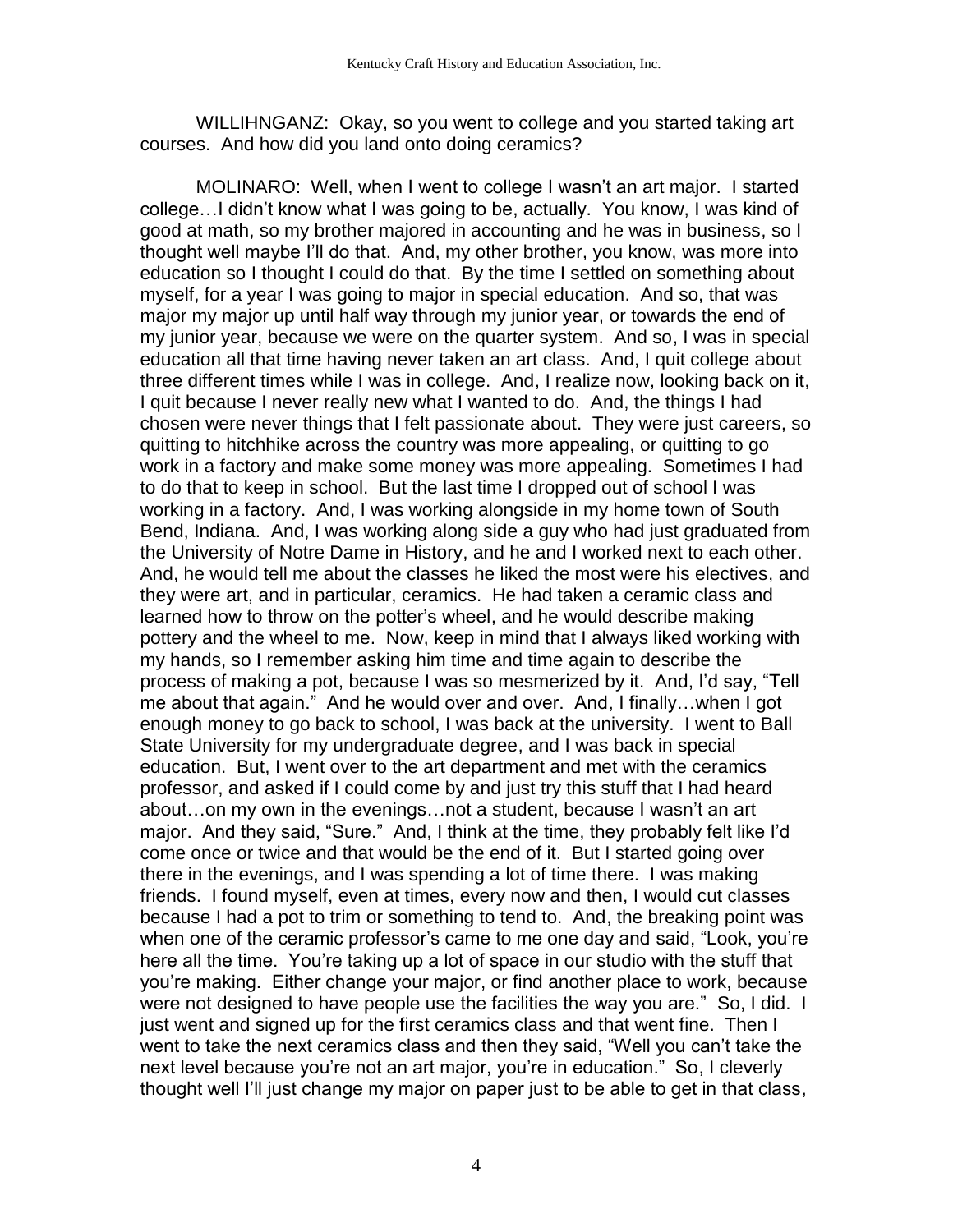WILLIHNGANZ: Okay, so you went to college and you started taking art courses. And how did you land onto doing ceramics?

MOLINARO: Well, when I went to college I wasn't an art major. I started college…I didn't know what I was going to be, actually. You know, I was kind of good at math, so my brother majored in accounting and he was in business, so I thought well maybe I'll do that. And, my other brother, you know, was more into education so I thought I could do that. By the time I settled on something about myself, for a year I was going to major in special education. And so, that was major my major up until half way through my junior year, or towards the end of my junior year, because we were on the quarter system. And so, I was in special education all that time having never taken an art class. And, I quit college about three different times while I was in college. And, I realize now, looking back on it, I quit because I never really new what I wanted to do. And, the things I had chosen were never things that I felt passionate about. They were just careers, so quitting to hitchhike across the country was more appealing, or quitting to go work in a factory and make some money was more appealing. Sometimes I had to do that to keep in school. But the last time I dropped out of school I was working in a factory. And, I was working alongside in my home town of South Bend, Indiana. And, I was working along side a guy who had just graduated from the University of Notre Dame in History, and he and I worked next to each other. And, he would tell me about the classes he liked the most were his electives, and they were art, and in particular, ceramics. He had taken a ceramic class and learned how to throw on the potter's wheel, and he would describe making pottery and the wheel to me. Now, keep in mind that I always liked working with my hands, so I remember asking him time and time again to describe the process of making a pot, because I was so mesmerized by it. And, I'd say, "Tell me about that again." And he would over and over. And, I finally…when I got enough money to go back to school, I was back at the university. I went to Ball State University for my undergraduate degree, and I was back in special education. But, I went over to the art department and met with the ceramics professor, and asked if I could come by and just try this stuff that I had heard about…on my own in the evenings…not a student, because I wasn't an art major. And they said, "Sure." And, I think at the time, they probably felt like I'd come once or twice and that would be the end of it. But I started going over there in the evenings, and I was spending a lot of time there. I was making friends. I found myself, even at times, every now and then, I would cut classes because I had a pot to trim or something to tend to. And, the breaking point was when one of the ceramic professor's came to me one day and said, "Look, you're here all the time. You're taking up a lot of space in our studio with the stuff that you're making. Either change your major, or find another place to work, because were not designed to have people use the facilities the way you are." So, I did. I just went and signed up for the first ceramics class and that went fine. Then I went to take the next ceramics class and then they said, "Well you can't take the next level because you're not an art major, you're in education." So, I cleverly thought well I'll just change my major on paper just to be able to get in that class,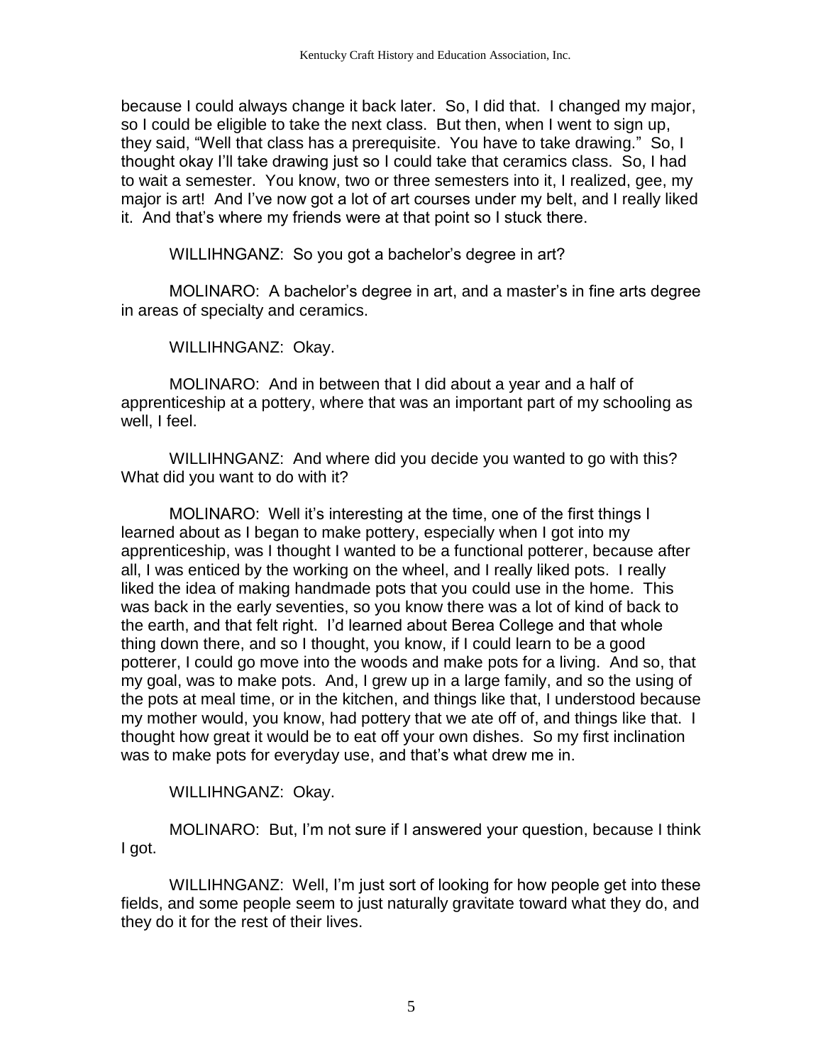because I could always change it back later. So, I did that. I changed my major, so I could be eligible to take the next class. But then, when I went to sign up, they said, "Well that class has a prerequisite. You have to take drawing." So, I thought okay I'll take drawing just so I could take that ceramics class. So, I had to wait a semester. You know, two or three semesters into it, I realized, gee, my major is art! And I've now got a lot of art courses under my belt, and I really liked it. And that's where my friends were at that point so I stuck there.

WILLIHNGANZ: So you got a bachelor's degree in art?

MOLINARO: A bachelor's degree in art, and a master's in fine arts degree in areas of specialty and ceramics.

WILLIHNGANZ: Okay.

MOLINARO: And in between that I did about a year and a half of apprenticeship at a pottery, where that was an important part of my schooling as well, I feel.

WILLIHNGANZ: And where did you decide you wanted to go with this? What did you want to do with it?

MOLINARO: Well it's interesting at the time, one of the first things I learned about as I began to make pottery, especially when I got into my apprenticeship, was I thought I wanted to be a functional potterer, because after all, I was enticed by the working on the wheel, and I really liked pots. I really liked the idea of making handmade pots that you could use in the home. This was back in the early seventies, so you know there was a lot of kind of back to the earth, and that felt right. I'd learned about Berea College and that whole thing down there, and so I thought, you know, if I could learn to be a good potterer, I could go move into the woods and make pots for a living. And so, that my goal, was to make pots. And, I grew up in a large family, and so the using of the pots at meal time, or in the kitchen, and things like that, I understood because my mother would, you know, had pottery that we ate off of, and things like that. I thought how great it would be to eat off your own dishes. So my first inclination was to make pots for everyday use, and that's what drew me in.

WILLIHNGANZ: Okay.

MOLINARO: But, I'm not sure if I answered your question, because I think I got.

WILLIHNGANZ: Well, I'm just sort of looking for how people get into these fields, and some people seem to just naturally gravitate toward what they do, and they do it for the rest of their lives.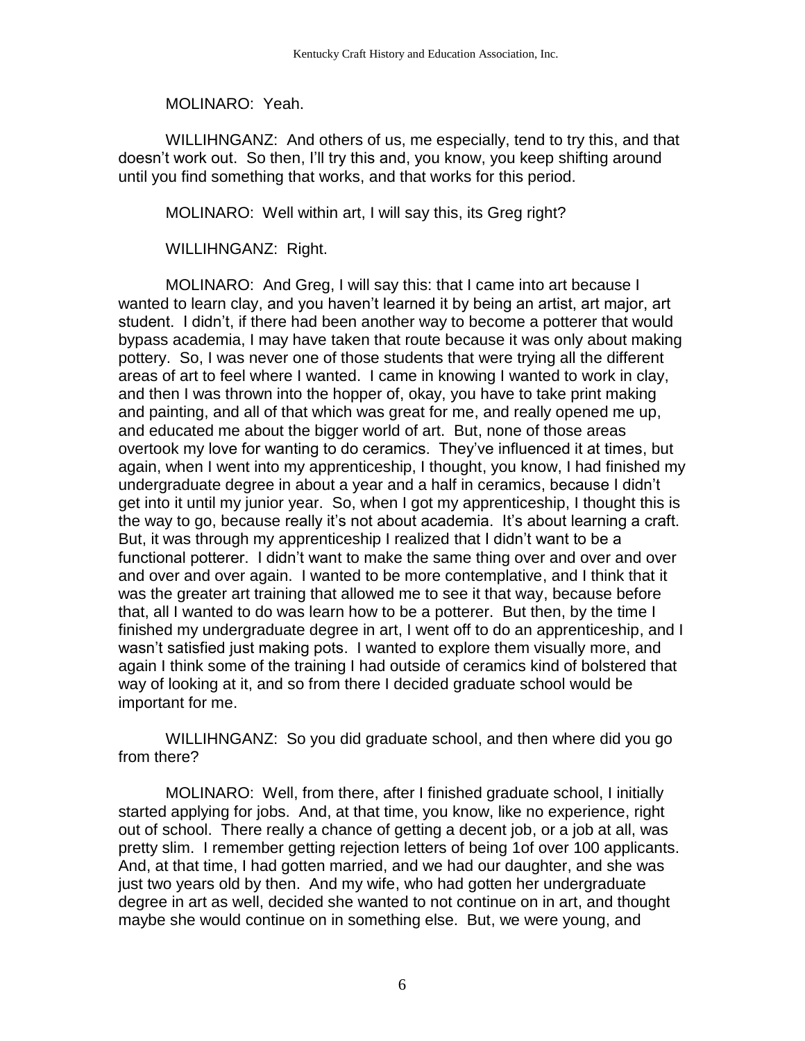MOLINARO: Yeah.

WILLIHNGANZ: And others of us, me especially, tend to try this, and that doesn't work out. So then, I'll try this and, you know, you keep shifting around until you find something that works, and that works for this period.

MOLINARO: Well within art, I will say this, its Greg right?

WILLIHNGANZ: Right.

MOLINARO: And Greg, I will say this: that I came into art because I wanted to learn clay, and you haven't learned it by being an artist, art major, art student. I didn't, if there had been another way to become a potterer that would bypass academia, I may have taken that route because it was only about making pottery. So, I was never one of those students that were trying all the different areas of art to feel where I wanted. I came in knowing I wanted to work in clay, and then I was thrown into the hopper of, okay, you have to take print making and painting, and all of that which was great for me, and really opened me up, and educated me about the bigger world of art. But, none of those areas overtook my love for wanting to do ceramics. They've influenced it at times, but again, when I went into my apprenticeship, I thought, you know, I had finished my undergraduate degree in about a year and a half in ceramics, because I didn't get into it until my junior year. So, when I got my apprenticeship, I thought this is the way to go, because really it's not about academia. It's about learning a craft. But, it was through my apprenticeship I realized that I didn't want to be a functional potterer. I didn't want to make the same thing over and over and over and over and over again. I wanted to be more contemplative, and I think that it was the greater art training that allowed me to see it that way, because before that, all I wanted to do was learn how to be a potterer. But then, by the time I finished my undergraduate degree in art, I went off to do an apprenticeship, and I wasn't satisfied just making pots. I wanted to explore them visually more, and again I think some of the training I had outside of ceramics kind of bolstered that way of looking at it, and so from there I decided graduate school would be important for me.

WILLIHNGANZ: So you did graduate school, and then where did you go from there?

MOLINARO: Well, from there, after I finished graduate school, I initially started applying for jobs. And, at that time, you know, like no experience, right out of school. There really a chance of getting a decent job, or a job at all, was pretty slim. I remember getting rejection letters of being 1of over 100 applicants. And, at that time, I had gotten married, and we had our daughter, and she was just two years old by then. And my wife, who had gotten her undergraduate degree in art as well, decided she wanted to not continue on in art, and thought maybe she would continue on in something else. But, we were young, and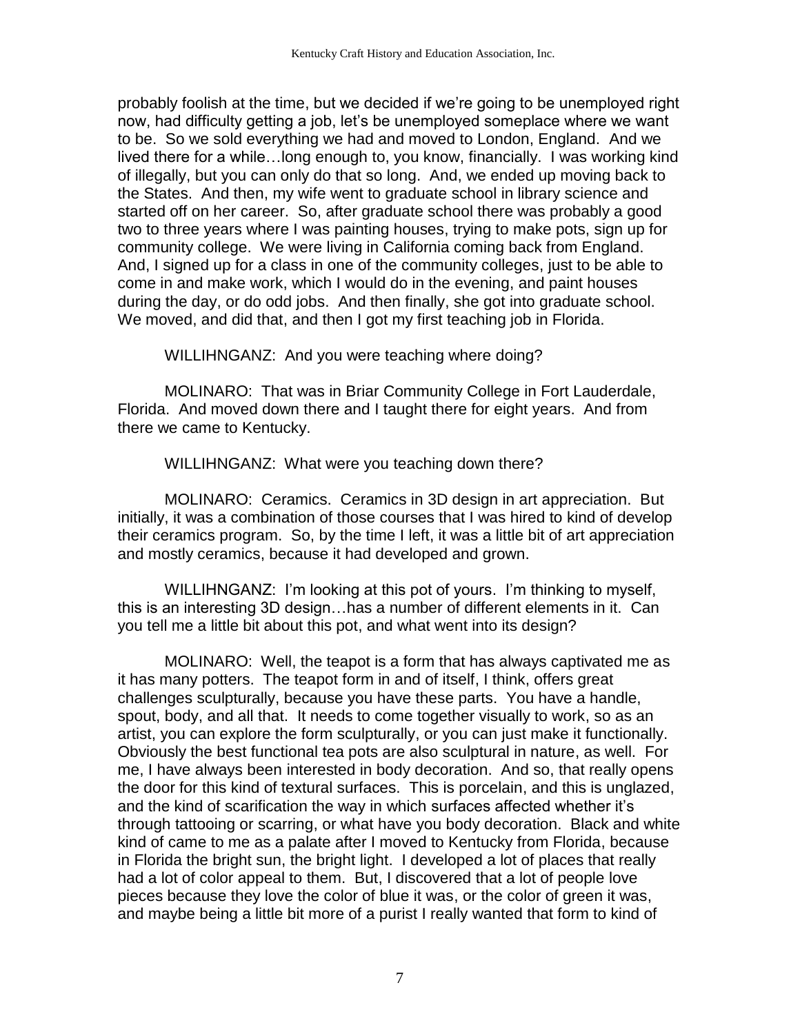probably foolish at the time, but we decided if we're going to be unemployed right now, had difficulty getting a job, let's be unemployed someplace where we want to be. So we sold everything we had and moved to London, England. And we lived there for a while…long enough to, you know, financially. I was working kind of illegally, but you can only do that so long. And, we ended up moving back to the States. And then, my wife went to graduate school in library science and started off on her career. So, after graduate school there was probably a good two to three years where I was painting houses, trying to make pots, sign up for community college. We were living in California coming back from England. And, I signed up for a class in one of the community colleges, just to be able to come in and make work, which I would do in the evening, and paint houses during the day, or do odd jobs. And then finally, she got into graduate school. We moved, and did that, and then I got my first teaching job in Florida.

WILLIHNGANZ: And you were teaching where doing?

MOLINARO: That was in Briar Community College in Fort Lauderdale, Florida. And moved down there and I taught there for eight years. And from there we came to Kentucky.

WILLIHNGANZ: What were you teaching down there?

MOLINARO: Ceramics. Ceramics in 3D design in art appreciation. But initially, it was a combination of those courses that I was hired to kind of develop their ceramics program. So, by the time I left, it was a little bit of art appreciation and mostly ceramics, because it had developed and grown.

WILLIHNGANZ: I'm looking at this pot of yours. I'm thinking to myself, this is an interesting 3D design…has a number of different elements in it. Can you tell me a little bit about this pot, and what went into its design?

MOLINARO: Well, the teapot is a form that has always captivated me as it has many potters. The teapot form in and of itself, I think, offers great challenges sculpturally, because you have these parts. You have a handle, spout, body, and all that. It needs to come together visually to work, so as an artist, you can explore the form sculpturally, or you can just make it functionally. Obviously the best functional tea pots are also sculptural in nature, as well. For me, I have always been interested in body decoration. And so, that really opens the door for this kind of textural surfaces. This is porcelain, and this is unglazed, and the kind of scarification the way in which surfaces affected whether it's through tattooing or scarring, or what have you body decoration. Black and white kind of came to me as a palate after I moved to Kentucky from Florida, because in Florida the bright sun, the bright light. I developed a lot of places that really had a lot of color appeal to them. But, I discovered that a lot of people love pieces because they love the color of blue it was, or the color of green it was, and maybe being a little bit more of a purist I really wanted that form to kind of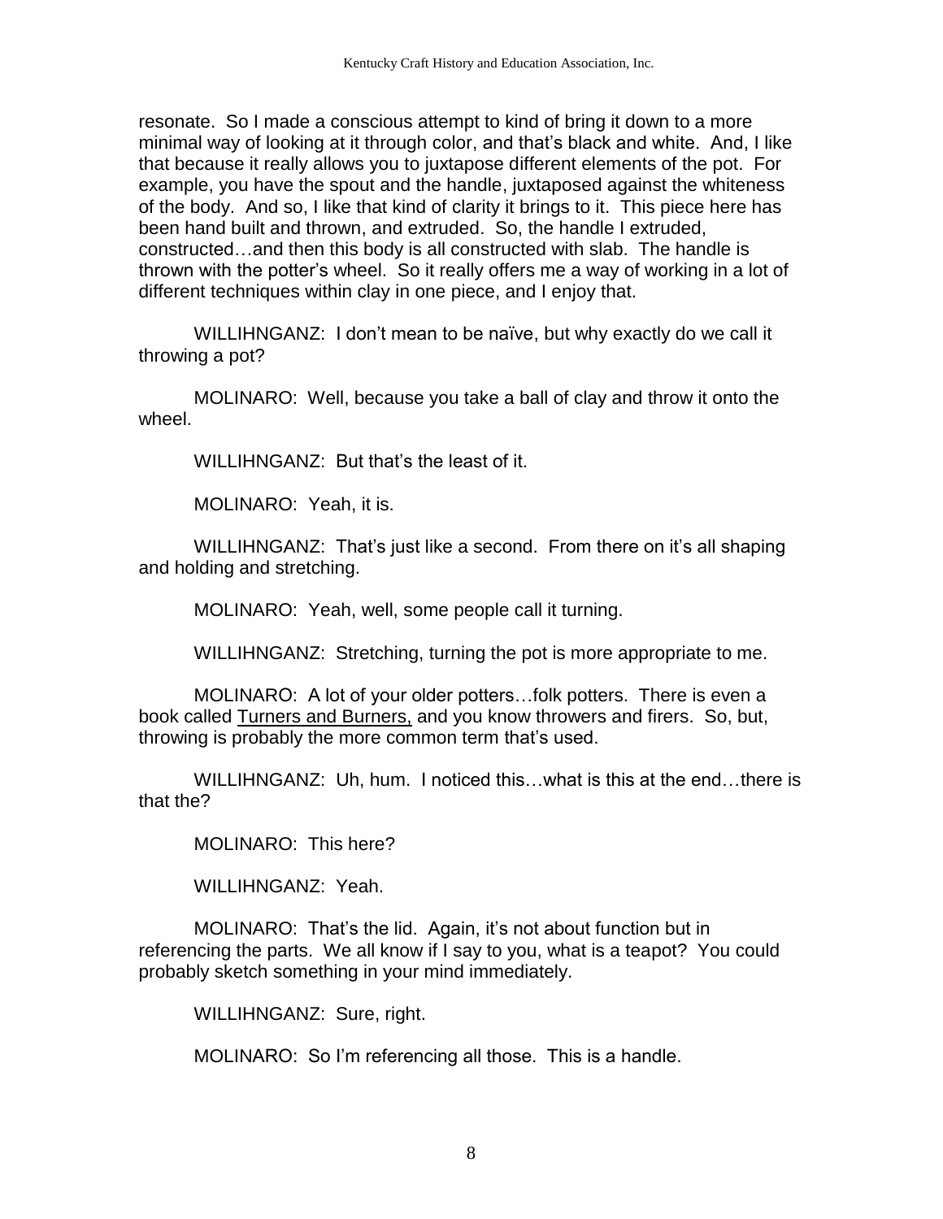resonate. So I made a conscious attempt to kind of bring it down to a more minimal way of looking at it through color, and that's black and white. And, I like that because it really allows you to juxtapose different elements of the pot. For example, you have the spout and the handle, juxtaposed against the whiteness of the body. And so, I like that kind of clarity it brings to it. This piece here has been hand built and thrown, and extruded. So, the handle I extruded, constructed…and then this body is all constructed with slab. The handle is thrown with the potter's wheel. So it really offers me a way of working in a lot of different techniques within clay in one piece, and I enjoy that.

WILLIHNGANZ: I don't mean to be naïve, but why exactly do we call it throwing a pot?

MOLINARO: Well, because you take a ball of clay and throw it onto the wheel.

WILLIHNGANZ: But that's the least of it.

MOLINARO: Yeah, it is.

WILLIHNGANZ: That's just like a second. From there on it's all shaping and holding and stretching.

MOLINARO: Yeah, well, some people call it turning.

WILLIHNGANZ: Stretching, turning the pot is more appropriate to me.

MOLINARO: A lot of your older potters…folk potters. There is even a book called Turners and Burners, and you know throwers and firers. So, but, throwing is probably the more common term that's used.

WILLIHNGANZ: Uh, hum. I noticed this…what is this at the end…there is that the?

MOLINARO: This here?

WILLIHNGANZ: Yeah.

MOLINARO: That's the lid. Again, it's not about function but in referencing the parts. We all know if I say to you, what is a teapot? You could probably sketch something in your mind immediately.

WILLIHNGANZ: Sure, right.

MOLINARO: So I'm referencing all those. This is a handle.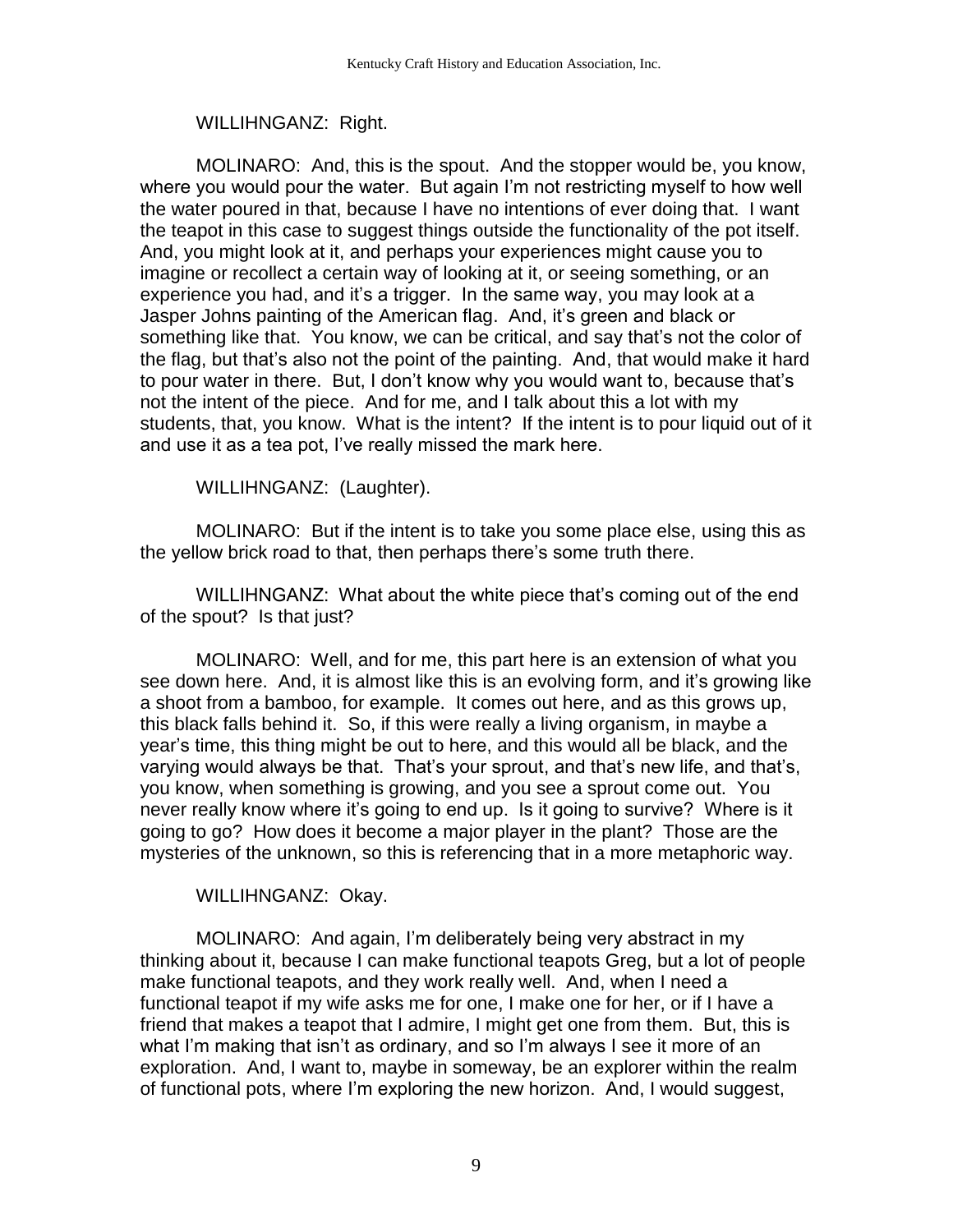WILLIHNGANZ: Right.

MOLINARO: And, this is the spout. And the stopper would be, you know, where you would pour the water. But again I'm not restricting myself to how well the water poured in that, because I have no intentions of ever doing that. I want the teapot in this case to suggest things outside the functionality of the pot itself. And, you might look at it, and perhaps your experiences might cause you to imagine or recollect a certain way of looking at it, or seeing something, or an experience you had, and it's a trigger. In the same way, you may look at a Jasper Johns painting of the American flag. And, it's green and black or something like that. You know, we can be critical, and say that's not the color of the flag, but that's also not the point of the painting. And, that would make it hard to pour water in there. But, I don't know why you would want to, because that's not the intent of the piece. And for me, and I talk about this a lot with my students, that, you know. What is the intent? If the intent is to pour liquid out of it and use it as a tea pot, I've really missed the mark here.

WILLIHNGANZ: (Laughter).

MOLINARO: But if the intent is to take you some place else, using this as the yellow brick road to that, then perhaps there's some truth there.

WILLIHNGANZ: What about the white piece that's coming out of the end of the spout? Is that just?

MOLINARO: Well, and for me, this part here is an extension of what you see down here. And, it is almost like this is an evolving form, and it's growing like a shoot from a bamboo, for example. It comes out here, and as this grows up, this black falls behind it. So, if this were really a living organism, in maybe a year's time, this thing might be out to here, and this would all be black, and the varying would always be that. That's your sprout, and that's new life, and that's, you know, when something is growing, and you see a sprout come out. You never really know where it's going to end up. Is it going to survive? Where is it going to go? How does it become a major player in the plant? Those are the mysteries of the unknown, so this is referencing that in a more metaphoric way.

WILLIHNGANZ: Okay.

MOLINARO: And again, I'm deliberately being very abstract in my thinking about it, because I can make functional teapots Greg, but a lot of people make functional teapots, and they work really well. And, when I need a functional teapot if my wife asks me for one, I make one for her, or if I have a friend that makes a teapot that I admire, I might get one from them. But, this is what I'm making that isn't as ordinary, and so I'm always I see it more of an exploration. And, I want to, maybe in someway, be an explorer within the realm of functional pots, where I'm exploring the new horizon. And, I would suggest,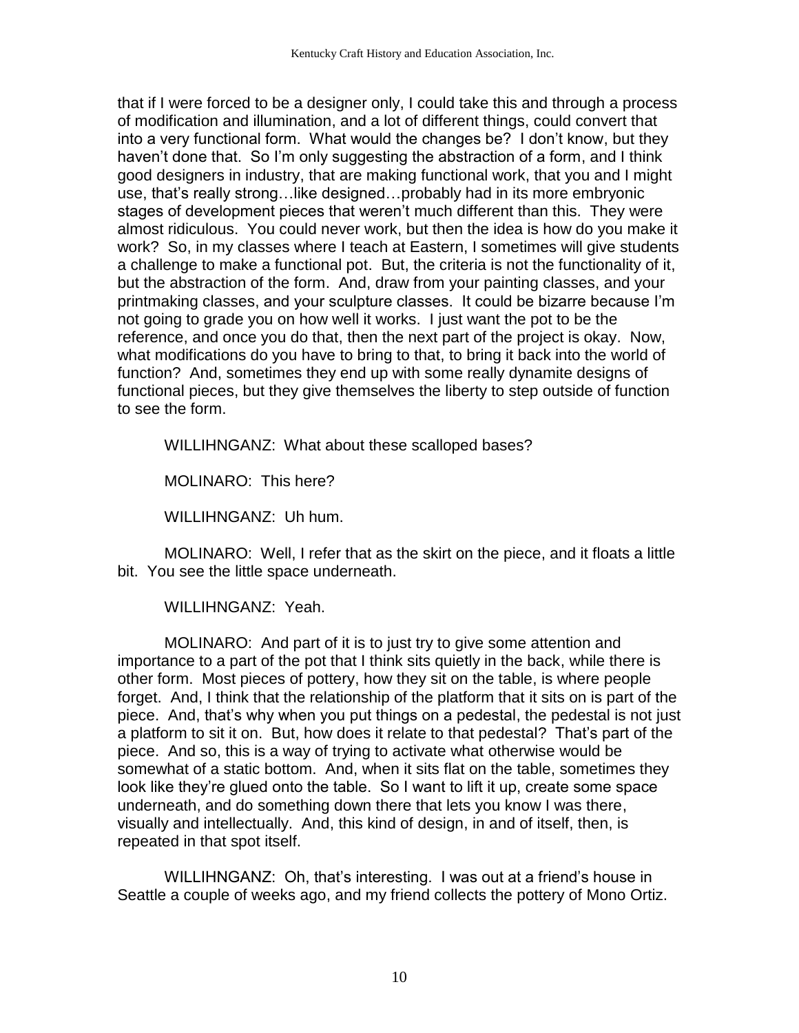that if I were forced to be a designer only, I could take this and through a process of modification and illumination, and a lot of different things, could convert that into a very functional form. What would the changes be? I don't know, but they haven't done that. So I'm only suggesting the abstraction of a form, and I think good designers in industry, that are making functional work, that you and I might use, that's really strong…like designed…probably had in its more embryonic stages of development pieces that weren't much different than this. They were almost ridiculous. You could never work, but then the idea is how do you make it work? So, in my classes where I teach at Eastern, I sometimes will give students a challenge to make a functional pot. But, the criteria is not the functionality of it, but the abstraction of the form. And, draw from your painting classes, and your printmaking classes, and your sculpture classes. It could be bizarre because I'm not going to grade you on how well it works. I just want the pot to be the reference, and once you do that, then the next part of the project is okay. Now, what modifications do you have to bring to that, to bring it back into the world of function? And, sometimes they end up with some really dynamite designs of functional pieces, but they give themselves the liberty to step outside of function to see the form.

WILLIHNGANZ: What about these scalloped bases?

MOLINARO: This here?

WILLIHNGANZ: Uh hum.

MOLINARO: Well, I refer that as the skirt on the piece, and it floats a little bit. You see the little space underneath.

WILLIHNGANZ: Yeah.

MOLINARO: And part of it is to just try to give some attention and importance to a part of the pot that I think sits quietly in the back, while there is other form. Most pieces of pottery, how they sit on the table, is where people forget. And, I think that the relationship of the platform that it sits on is part of the piece. And, that's why when you put things on a pedestal, the pedestal is not just a platform to sit it on. But, how does it relate to that pedestal? That's part of the piece. And so, this is a way of trying to activate what otherwise would be somewhat of a static bottom. And, when it sits flat on the table, sometimes they look like they're glued onto the table. So I want to lift it up, create some space underneath, and do something down there that lets you know I was there, visually and intellectually. And, this kind of design, in and of itself, then, is repeated in that spot itself.

WILLIHNGANZ: Oh, that's interesting. I was out at a friend's house in Seattle a couple of weeks ago, and my friend collects the pottery of Mono Ortiz.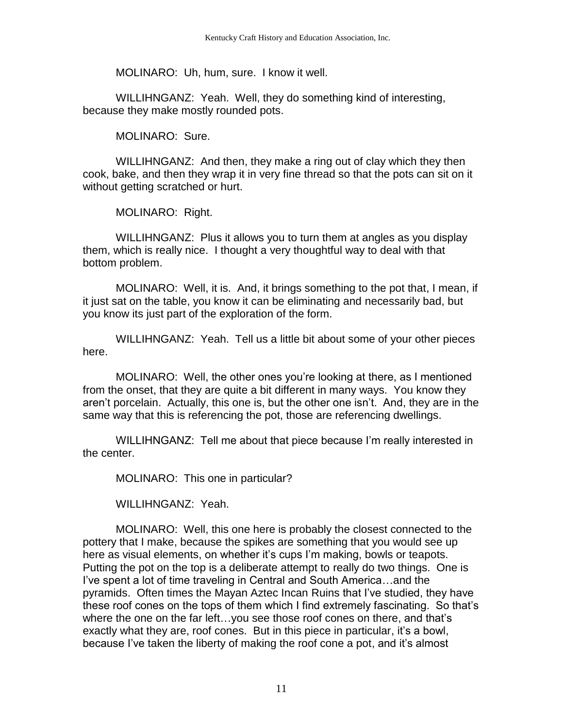MOLINARO: Uh, hum, sure. I know it well.

WILLIHNGANZ: Yeah. Well, they do something kind of interesting, because they make mostly rounded pots.

MOLINARO: Sure.

WILLIHNGANZ: And then, they make a ring out of clay which they then cook, bake, and then they wrap it in very fine thread so that the pots can sit on it without getting scratched or hurt.

MOLINARO: Right.

WILLIHNGANZ: Plus it allows you to turn them at angles as you display them, which is really nice. I thought a very thoughtful way to deal with that bottom problem.

MOLINARO: Well, it is. And, it brings something to the pot that, I mean, if it just sat on the table, you know it can be eliminating and necessarily bad, but you know its just part of the exploration of the form.

WILLIHNGANZ: Yeah. Tell us a little bit about some of your other pieces here.

MOLINARO: Well, the other ones you're looking at there, as I mentioned from the onset, that they are quite a bit different in many ways. You know they aren't porcelain. Actually, this one is, but the other one isn't. And, they are in the same way that this is referencing the pot, those are referencing dwellings.

WILLIHNGANZ: Tell me about that piece because I'm really interested in the center.

MOLINARO: This one in particular?

WILLIHNGANZ: Yeah.

MOLINARO: Well, this one here is probably the closest connected to the pottery that I make, because the spikes are something that you would see up here as visual elements, on whether it's cups I'm making, bowls or teapots. Putting the pot on the top is a deliberate attempt to really do two things. One is I've spent a lot of time traveling in Central and South America…and the pyramids. Often times the Mayan Aztec Incan Ruins that I've studied, they have these roof cones on the tops of them which I find extremely fascinating. So that's where the one on the far left…you see those roof cones on there, and that's exactly what they are, roof cones. But in this piece in particular, it's a bowl, because I've taken the liberty of making the roof cone a pot, and it's almost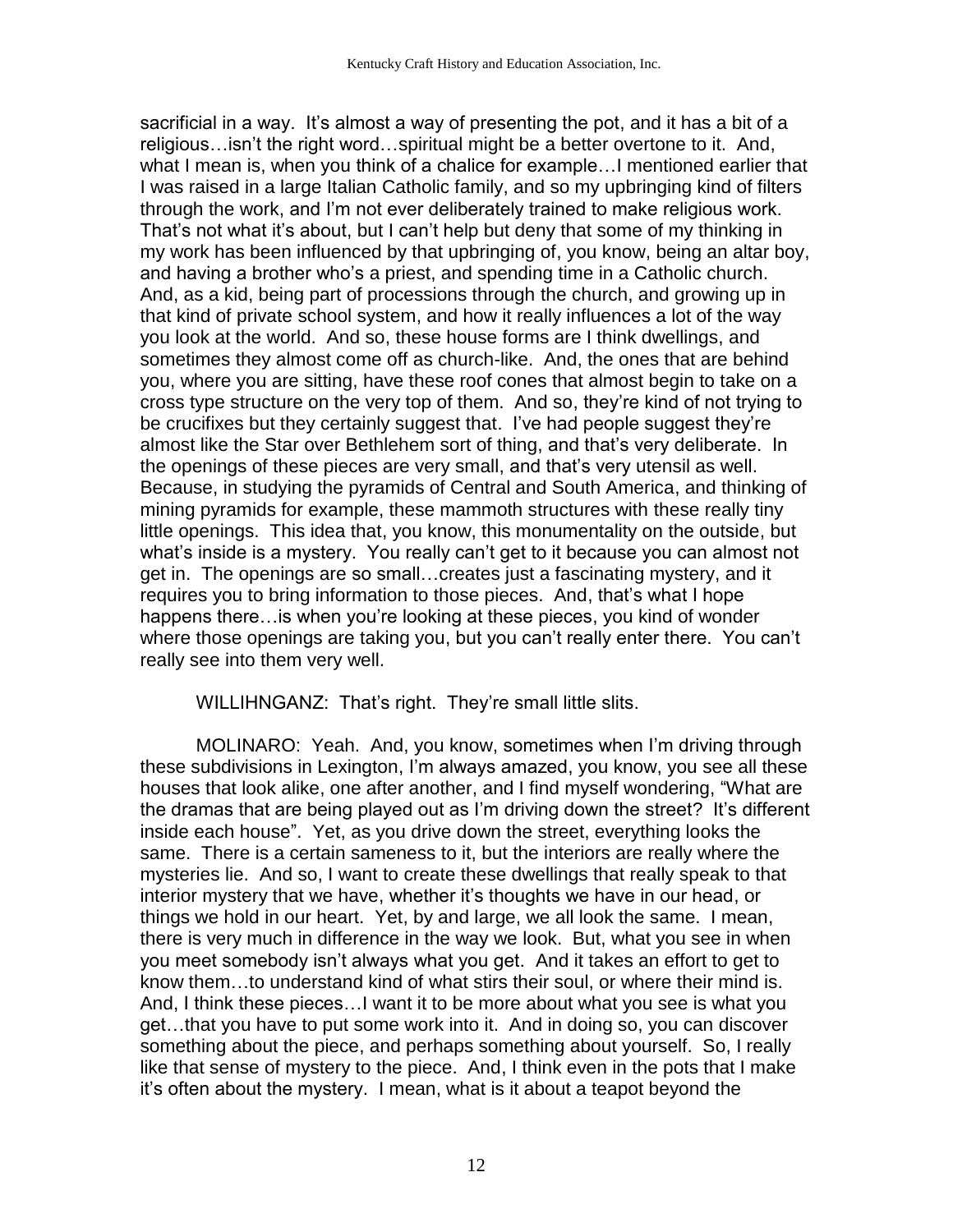sacrificial in a way. It's almost a way of presenting the pot, and it has a bit of a religious…isn't the right word…spiritual might be a better overtone to it. And, what I mean is, when you think of a chalice for example…I mentioned earlier that I was raised in a large Italian Catholic family, and so my upbringing kind of filters through the work, and I'm not ever deliberately trained to make religious work. That's not what it's about, but I can't help but deny that some of my thinking in my work has been influenced by that upbringing of, you know, being an altar boy, and having a brother who's a priest, and spending time in a Catholic church. And, as a kid, being part of processions through the church, and growing up in that kind of private school system, and how it really influences a lot of the way you look at the world. And so, these house forms are I think dwellings, and sometimes they almost come off as church-like. And, the ones that are behind you, where you are sitting, have these roof cones that almost begin to take on a cross type structure on the very top of them. And so, they're kind of not trying to be crucifixes but they certainly suggest that. I've had people suggest they're almost like the Star over Bethlehem sort of thing, and that's very deliberate. In the openings of these pieces are very small, and that's very utensil as well. Because, in studying the pyramids of Central and South America, and thinking of mining pyramids for example, these mammoth structures with these really tiny little openings. This idea that, you know, this monumentality on the outside, but what's inside is a mystery. You really can't get to it because you can almost not get in. The openings are so small…creates just a fascinating mystery, and it requires you to bring information to those pieces. And, that's what I hope happens there…is when you're looking at these pieces, you kind of wonder where those openings are taking you, but you can't really enter there. You can't really see into them very well.

WILLIHNGANZ: That's right. They're small little slits.

MOLINARO: Yeah. And, you know, sometimes when I'm driving through these subdivisions in Lexington, I'm always amazed, you know, you see all these houses that look alike, one after another, and I find myself wondering, "What are the dramas that are being played out as I'm driving down the street? It's different inside each house". Yet, as you drive down the street, everything looks the same. There is a certain sameness to it, but the interiors are really where the mysteries lie. And so, I want to create these dwellings that really speak to that interior mystery that we have, whether it's thoughts we have in our head, or things we hold in our heart. Yet, by and large, we all look the same. I mean, there is very much in difference in the way we look. But, what you see in when you meet somebody isn't always what you get. And it takes an effort to get to know them…to understand kind of what stirs their soul, or where their mind is. And, I think these pieces…I want it to be more about what you see is what you get…that you have to put some work into it. And in doing so, you can discover something about the piece, and perhaps something about yourself. So, I really like that sense of mystery to the piece. And, I think even in the pots that I make it's often about the mystery. I mean, what is it about a teapot beyond the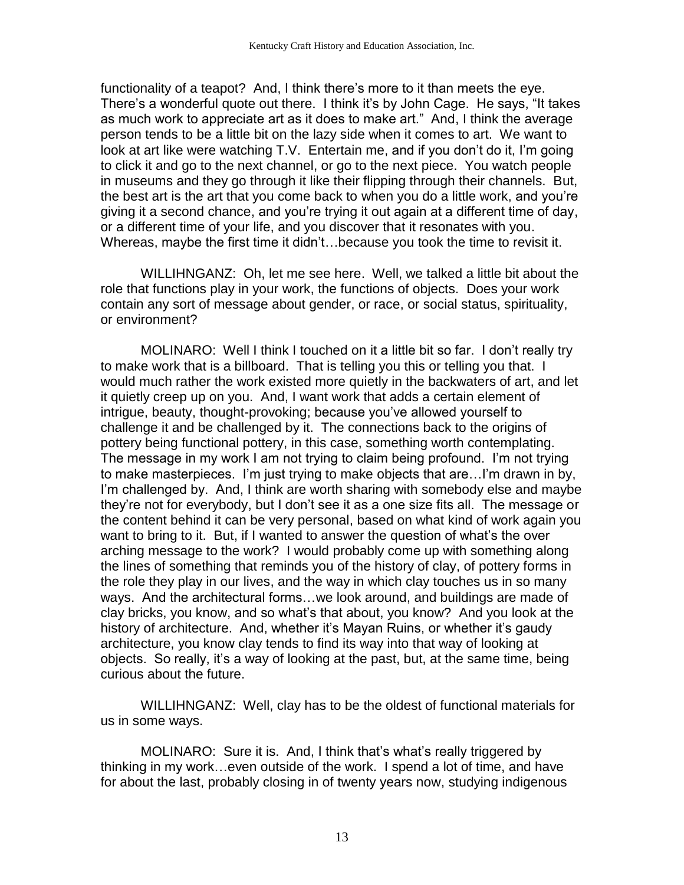functionality of a teapot? And, I think there's more to it than meets the eye. There's a wonderful quote out there. I think it's by John Cage. He says, "It takes as much work to appreciate art as it does to make art." And, I think the average person tends to be a little bit on the lazy side when it comes to art. We want to look at art like were watching T.V. Entertain me, and if you don't do it, I'm going to click it and go to the next channel, or go to the next piece. You watch people in museums and they go through it like their flipping through their channels. But, the best art is the art that you come back to when you do a little work, and you're giving it a second chance, and you're trying it out again at a different time of day, or a different time of your life, and you discover that it resonates with you. Whereas, maybe the first time it didn't…because you took the time to revisit it.

WILLIHNGANZ: Oh, let me see here. Well, we talked a little bit about the role that functions play in your work, the functions of objects. Does your work contain any sort of message about gender, or race, or social status, spirituality, or environment?

MOLINARO: Well I think I touched on it a little bit so far. I don't really try to make work that is a billboard. That is telling you this or telling you that. I would much rather the work existed more quietly in the backwaters of art, and let it quietly creep up on you. And, I want work that adds a certain element of intrigue, beauty, thought-provoking; because you've allowed yourself to challenge it and be challenged by it. The connections back to the origins of pottery being functional pottery, in this case, something worth contemplating. The message in my work I am not trying to claim being profound. I'm not trying to make masterpieces. I'm just trying to make objects that are…I'm drawn in by, I'm challenged by. And, I think are worth sharing with somebody else and maybe they're not for everybody, but I don't see it as a one size fits all. The message or the content behind it can be very personal, based on what kind of work again you want to bring to it. But, if I wanted to answer the question of what's the over arching message to the work? I would probably come up with something along the lines of something that reminds you of the history of clay, of pottery forms in the role they play in our lives, and the way in which clay touches us in so many ways. And the architectural forms…we look around, and buildings are made of clay bricks, you know, and so what's that about, you know? And you look at the history of architecture. And, whether it's Mayan Ruins, or whether it's gaudy architecture, you know clay tends to find its way into that way of looking at objects. So really, it's a way of looking at the past, but, at the same time, being curious about the future.

WILLIHNGANZ: Well, clay has to be the oldest of functional materials for us in some ways.

MOLINARO: Sure it is. And, I think that's what's really triggered by thinking in my work…even outside of the work. I spend a lot of time, and have for about the last, probably closing in of twenty years now, studying indigenous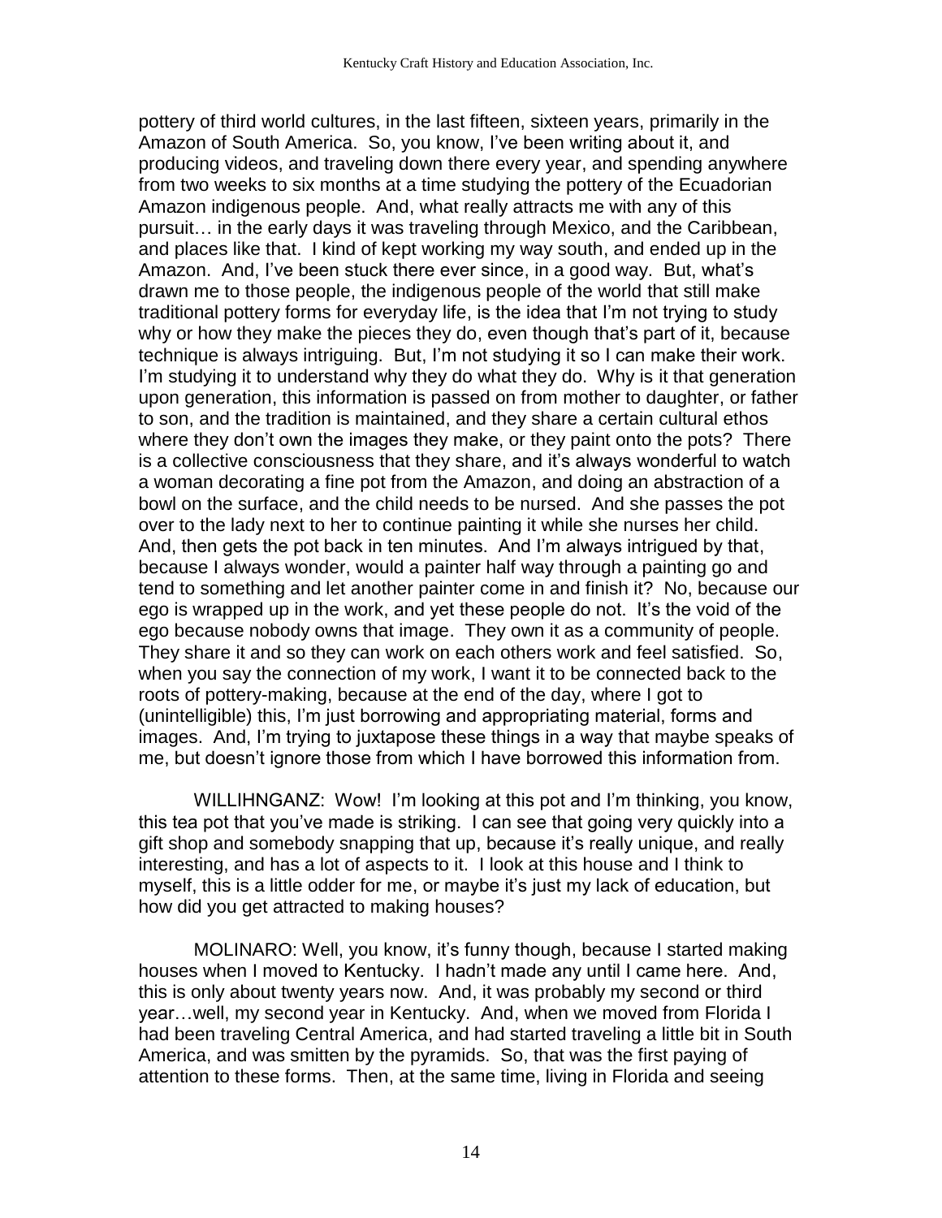pottery of third world cultures, in the last fifteen, sixteen years, primarily in the Amazon of South America. So, you know, I've been writing about it, and producing videos, and traveling down there every year, and spending anywhere from two weeks to six months at a time studying the pottery of the Ecuadorian Amazon indigenous people. And, what really attracts me with any of this pursuit… in the early days it was traveling through Mexico, and the Caribbean, and places like that. I kind of kept working my way south, and ended up in the Amazon. And, I've been stuck there ever since, in a good way. But, what's drawn me to those people, the indigenous people of the world that still make traditional pottery forms for everyday life, is the idea that I'm not trying to study why or how they make the pieces they do, even though that's part of it, because technique is always intriguing. But, I'm not studying it so I can make their work. I'm studying it to understand why they do what they do. Why is it that generation upon generation, this information is passed on from mother to daughter, or father to son, and the tradition is maintained, and they share a certain cultural ethos where they don't own the images they make, or they paint onto the pots? There is a collective consciousness that they share, and it's always wonderful to watch a woman decorating a fine pot from the Amazon, and doing an abstraction of a bowl on the surface, and the child needs to be nursed. And she passes the pot over to the lady next to her to continue painting it while she nurses her child. And, then gets the pot back in ten minutes. And I'm always intrigued by that, because I always wonder, would a painter half way through a painting go and tend to something and let another painter come in and finish it? No, because our ego is wrapped up in the work, and yet these people do not. It's the void of the ego because nobody owns that image. They own it as a community of people. They share it and so they can work on each others work and feel satisfied. So, when you say the connection of my work, I want it to be connected back to the roots of pottery-making, because at the end of the day, where I got to (unintelligible) this, I'm just borrowing and appropriating material, forms and images. And, I'm trying to juxtapose these things in a way that maybe speaks of me, but doesn't ignore those from which I have borrowed this information from.

WILLIHNGANZ: Wow! I'm looking at this pot and I'm thinking, you know, this tea pot that you've made is striking. I can see that going very quickly into a gift shop and somebody snapping that up, because it's really unique, and really interesting, and has a lot of aspects to it. I look at this house and I think to myself, this is a little odder for me, or maybe it's just my lack of education, but how did you get attracted to making houses?

MOLINARO: Well, you know, it's funny though, because I started making houses when I moved to Kentucky. I hadn't made any until I came here. And, this is only about twenty years now. And, it was probably my second or third year…well, my second year in Kentucky. And, when we moved from Florida I had been traveling Central America, and had started traveling a little bit in South America, and was smitten by the pyramids. So, that was the first paying of attention to these forms. Then, at the same time, living in Florida and seeing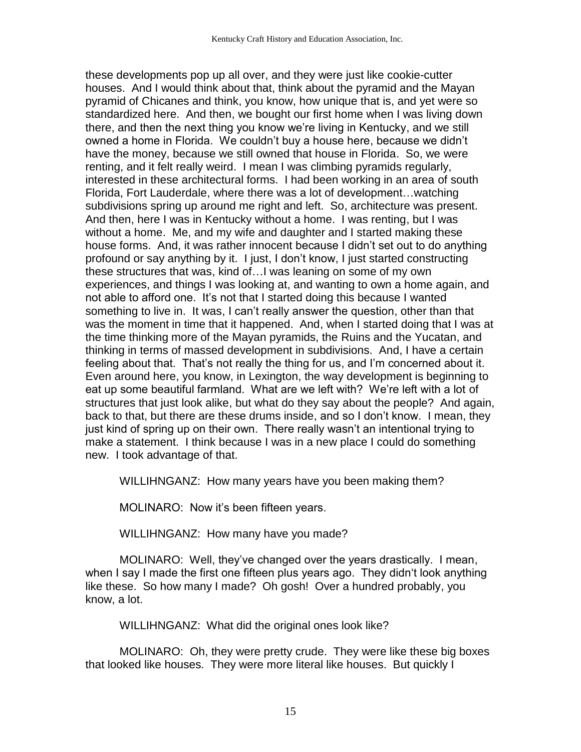these developments pop up all over, and they were just like cookie-cutter houses. And I would think about that, think about the pyramid and the Mayan pyramid of Chicanes and think, you know, how unique that is, and yet were so standardized here. And then, we bought our first home when I was living down there, and then the next thing you know we're living in Kentucky, and we still owned a home in Florida. We couldn't buy a house here, because we didn't have the money, because we still owned that house in Florida. So, we were renting, and it felt really weird. I mean I was climbing pyramids regularly, interested in these architectural forms. I had been working in an area of south Florida, Fort Lauderdale, where there was a lot of development…watching subdivisions spring up around me right and left. So, architecture was present. And then, here I was in Kentucky without a home. I was renting, but I was without a home. Me, and my wife and daughter and I started making these house forms. And, it was rather innocent because I didn't set out to do anything profound or say anything by it. I just, I don't know, I just started constructing these structures that was, kind of…I was leaning on some of my own experiences, and things I was looking at, and wanting to own a home again, and not able to afford one. It's not that I started doing this because I wanted something to live in. It was, I can't really answer the question, other than that was the moment in time that it happened. And, when I started doing that I was at the time thinking more of the Mayan pyramids, the Ruins and the Yucatan, and thinking in terms of massed development in subdivisions. And, I have a certain feeling about that. That's not really the thing for us, and I'm concerned about it. Even around here, you know, in Lexington, the way development is beginning to eat up some beautiful farmland. What are we left with? We're left with a lot of structures that just look alike, but what do they say about the people? And again, back to that, but there are these drums inside, and so I don't know. I mean, they just kind of spring up on their own. There really wasn't an intentional trying to make a statement. I think because I was in a new place I could do something new. I took advantage of that.

WILLIHNGANZ: How many years have you been making them?

MOLINARO: Now it's been fifteen years.

WILLIHNGANZ: How many have you made?

MOLINARO: Well, they've changed over the years drastically. I mean, when I say I made the first one fifteen plus years ago. They didn't look anything like these. So how many I made? Oh gosh! Over a hundred probably, you know, a lot.

WILLIHNGANZ: What did the original ones look like?

MOLINARO: Oh, they were pretty crude. They were like these big boxes that looked like houses. They were more literal like houses. But quickly I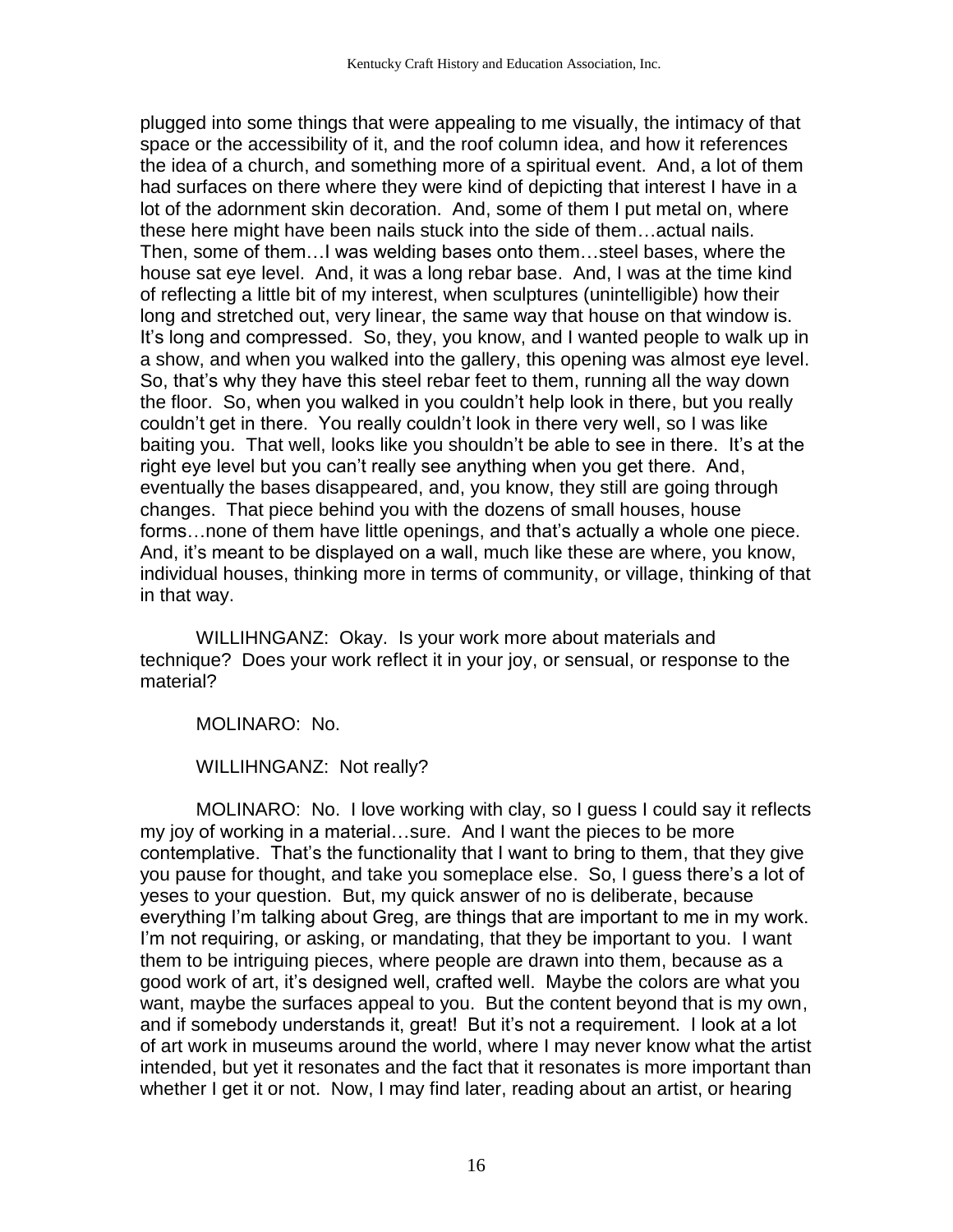plugged into some things that were appealing to me visually, the intimacy of that space or the accessibility of it, and the roof column idea, and how it references the idea of a church, and something more of a spiritual event. And, a lot of them had surfaces on there where they were kind of depicting that interest I have in a lot of the adornment skin decoration. And, some of them I put metal on, where these here might have been nails stuck into the side of them…actual nails. Then, some of them…I was welding bases onto them…steel bases, where the house sat eye level. And, it was a long rebar base. And, I was at the time kind of reflecting a little bit of my interest, when sculptures (unintelligible) how their long and stretched out, very linear, the same way that house on that window is. It's long and compressed. So, they, you know, and I wanted people to walk up in a show, and when you walked into the gallery, this opening was almost eye level. So, that's why they have this steel rebar feet to them, running all the way down the floor. So, when you walked in you couldn't help look in there, but you really couldn't get in there. You really couldn't look in there very well, so I was like baiting you. That well, looks like you shouldn't be able to see in there. It's at the right eye level but you can't really see anything when you get there. And, eventually the bases disappeared, and, you know, they still are going through changes. That piece behind you with the dozens of small houses, house forms…none of them have little openings, and that's actually a whole one piece. And, it's meant to be displayed on a wall, much like these are where, you know, individual houses, thinking more in terms of community, or village, thinking of that in that way.

WILLIHNGANZ: Okay. Is your work more about materials and technique? Does your work reflect it in your joy, or sensual, or response to the material?

MOLINARO: No.

WILLIHNGANZ: Not really?

MOLINARO: No. I love working with clay, so I guess I could say it reflects my joy of working in a material…sure. And I want the pieces to be more contemplative. That's the functionality that I want to bring to them, that they give you pause for thought, and take you someplace else. So, I guess there's a lot of yeses to your question. But, my quick answer of no is deliberate, because everything I'm talking about Greg, are things that are important to me in my work. I'm not requiring, or asking, or mandating, that they be important to you. I want them to be intriguing pieces, where people are drawn into them, because as a good work of art, it's designed well, crafted well. Maybe the colors are what you want, maybe the surfaces appeal to you. But the content beyond that is my own, and if somebody understands it, great! But it's not a requirement. I look at a lot of art work in museums around the world, where I may never know what the artist intended, but yet it resonates and the fact that it resonates is more important than whether I get it or not. Now, I may find later, reading about an artist, or hearing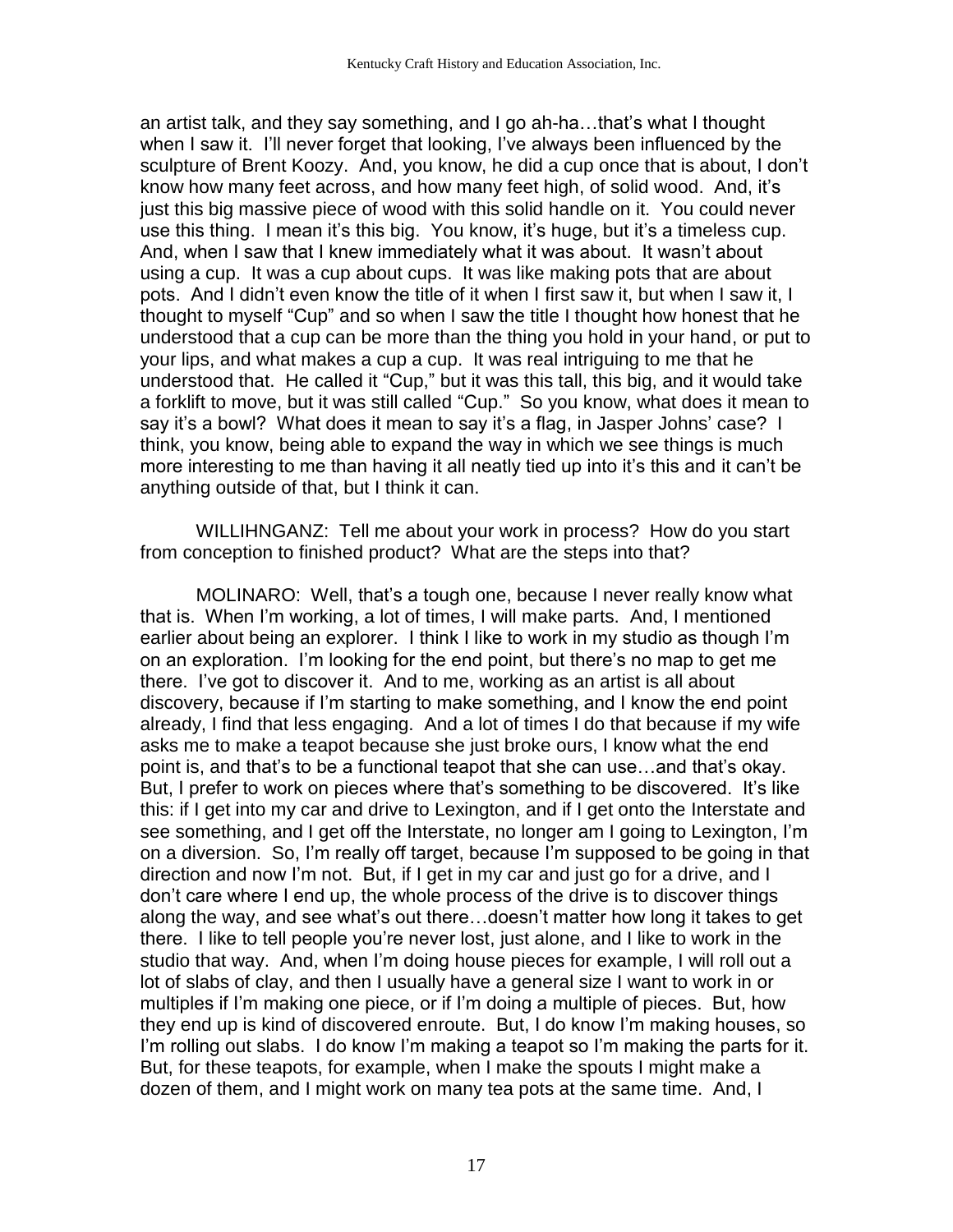an artist talk, and they say something, and I go ah-ha…that's what I thought when I saw it. I'll never forget that looking, I've always been influenced by the sculpture of Brent Koozy. And, you know, he did a cup once that is about, I don't know how many feet across, and how many feet high, of solid wood. And, it's just this big massive piece of wood with this solid handle on it. You could never use this thing. I mean it's this big. You know, it's huge, but it's a timeless cup. And, when I saw that I knew immediately what it was about. It wasn't about using a cup. It was a cup about cups. It was like making pots that are about pots. And I didn't even know the title of it when I first saw it, but when I saw it, I thought to myself "Cup" and so when I saw the title I thought how honest that he understood that a cup can be more than the thing you hold in your hand, or put to your lips, and what makes a cup a cup. It was real intriguing to me that he understood that. He called it "Cup," but it was this tall, this big, and it would take a forklift to move, but it was still called "Cup." So you know, what does it mean to say it's a bowl? What does it mean to say it's a flag, in Jasper Johns' case? I think, you know, being able to expand the way in which we see things is much more interesting to me than having it all neatly tied up into it's this and it can't be anything outside of that, but I think it can.

WILLIHNGANZ: Tell me about your work in process? How do you start from conception to finished product? What are the steps into that?

MOLINARO: Well, that's a tough one, because I never really know what that is. When I'm working, a lot of times, I will make parts. And, I mentioned earlier about being an explorer. I think I like to work in my studio as though I'm on an exploration. I'm looking for the end point, but there's no map to get me there. I've got to discover it. And to me, working as an artist is all about discovery, because if I'm starting to make something, and I know the end point already, I find that less engaging. And a lot of times I do that because if my wife asks me to make a teapot because she just broke ours, I know what the end point is, and that's to be a functional teapot that she can use…and that's okay. But, I prefer to work on pieces where that's something to be discovered. It's like this: if I get into my car and drive to Lexington, and if I get onto the Interstate and see something, and I get off the Interstate, no longer am I going to Lexington, I'm on a diversion. So, I'm really off target, because I'm supposed to be going in that direction and now I'm not. But, if I get in my car and just go for a drive, and I don't care where I end up, the whole process of the drive is to discover things along the way, and see what's out there…doesn't matter how long it takes to get there. I like to tell people you're never lost, just alone, and I like to work in the studio that way. And, when I'm doing house pieces for example, I will roll out a lot of slabs of clay, and then I usually have a general size I want to work in or multiples if I'm making one piece, or if I'm doing a multiple of pieces. But, how they end up is kind of discovered enroute. But, I do know I'm making houses, so I'm rolling out slabs. I do know I'm making a teapot so I'm making the parts for it. But, for these teapots, for example, when I make the spouts I might make a dozen of them, and I might work on many tea pots at the same time. And, I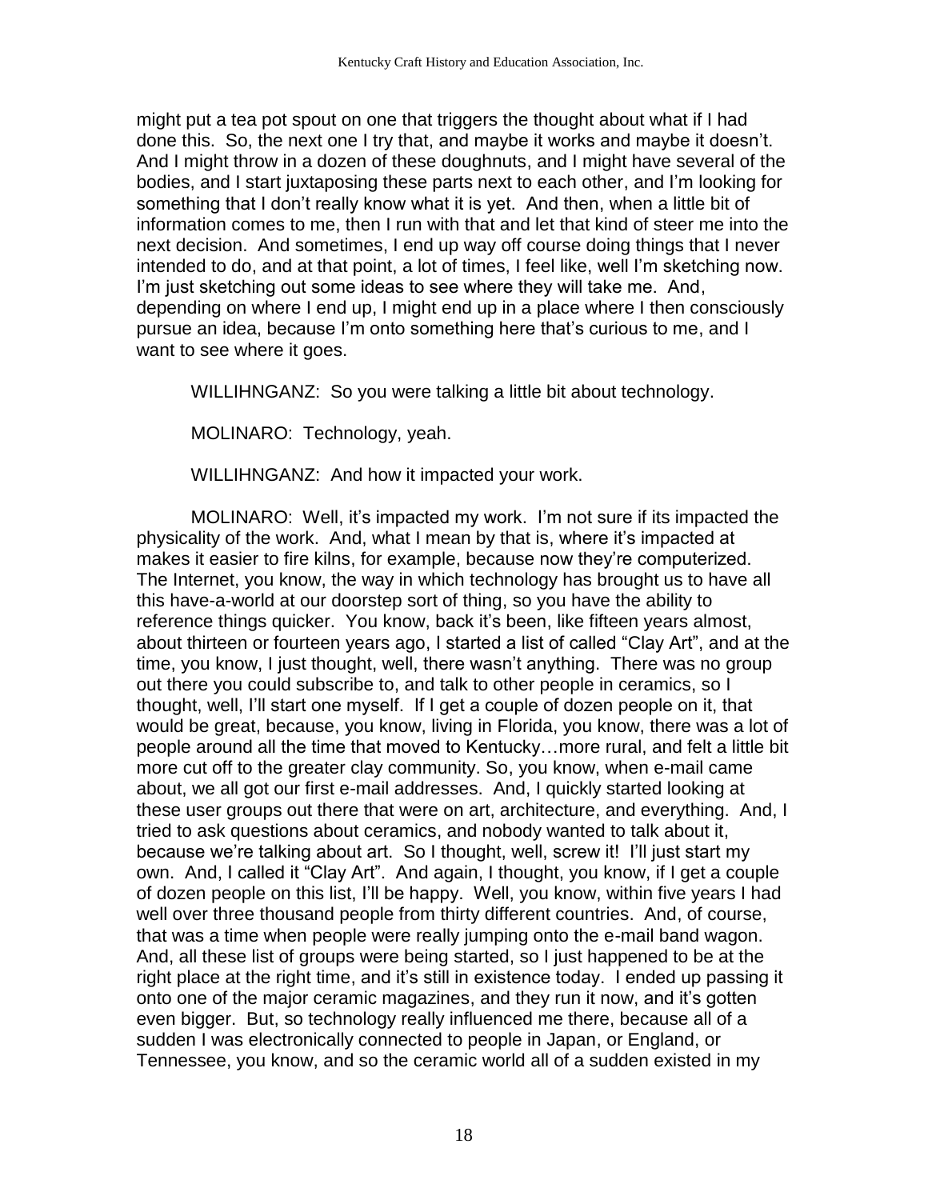might put a tea pot spout on one that triggers the thought about what if I had done this. So, the next one I try that, and maybe it works and maybe it doesn't. And I might throw in a dozen of these doughnuts, and I might have several of the bodies, and I start juxtaposing these parts next to each other, and I'm looking for something that I don't really know what it is yet. And then, when a little bit of information comes to me, then I run with that and let that kind of steer me into the next decision. And sometimes, I end up way off course doing things that I never intended to do, and at that point, a lot of times, I feel like, well I'm sketching now. I'm just sketching out some ideas to see where they will take me. And, depending on where I end up, I might end up in a place where I then consciously pursue an idea, because I'm onto something here that's curious to me, and I want to see where it goes.

WILLIHNGANZ: So you were talking a little bit about technology.

MOLINARO: Technology, yeah.

WILLIHNGANZ: And how it impacted your work.

MOLINARO: Well, it's impacted my work. I'm not sure if its impacted the physicality of the work. And, what I mean by that is, where it's impacted at makes it easier to fire kilns, for example, because now they're computerized. The Internet, you know, the way in which technology has brought us to have all this have-a-world at our doorstep sort of thing, so you have the ability to reference things quicker. You know, back it's been, like fifteen years almost, about thirteen or fourteen years ago, I started a list of called "Clay Art", and at the time, you know, I just thought, well, there wasn't anything. There was no group out there you could subscribe to, and talk to other people in ceramics, so I thought, well, I'll start one myself. If I get a couple of dozen people on it, that would be great, because, you know, living in Florida, you know, there was a lot of people around all the time that moved to Kentucky…more rural, and felt a little bit more cut off to the greater clay community. So, you know, when e-mail came about, we all got our first e-mail addresses. And, I quickly started looking at these user groups out there that were on art, architecture, and everything. And, I tried to ask questions about ceramics, and nobody wanted to talk about it, because we're talking about art. So I thought, well, screw it! I'll just start my own. And, I called it "Clay Art". And again, I thought, you know, if I get a couple of dozen people on this list, I'll be happy. Well, you know, within five years I had well over three thousand people from thirty different countries. And, of course, that was a time when people were really jumping onto the e-mail band wagon. And, all these list of groups were being started, so I just happened to be at the right place at the right time, and it's still in existence today. I ended up passing it onto one of the major ceramic magazines, and they run it now, and it's gotten even bigger. But, so technology really influenced me there, because all of a sudden I was electronically connected to people in Japan, or England, or Tennessee, you know, and so the ceramic world all of a sudden existed in my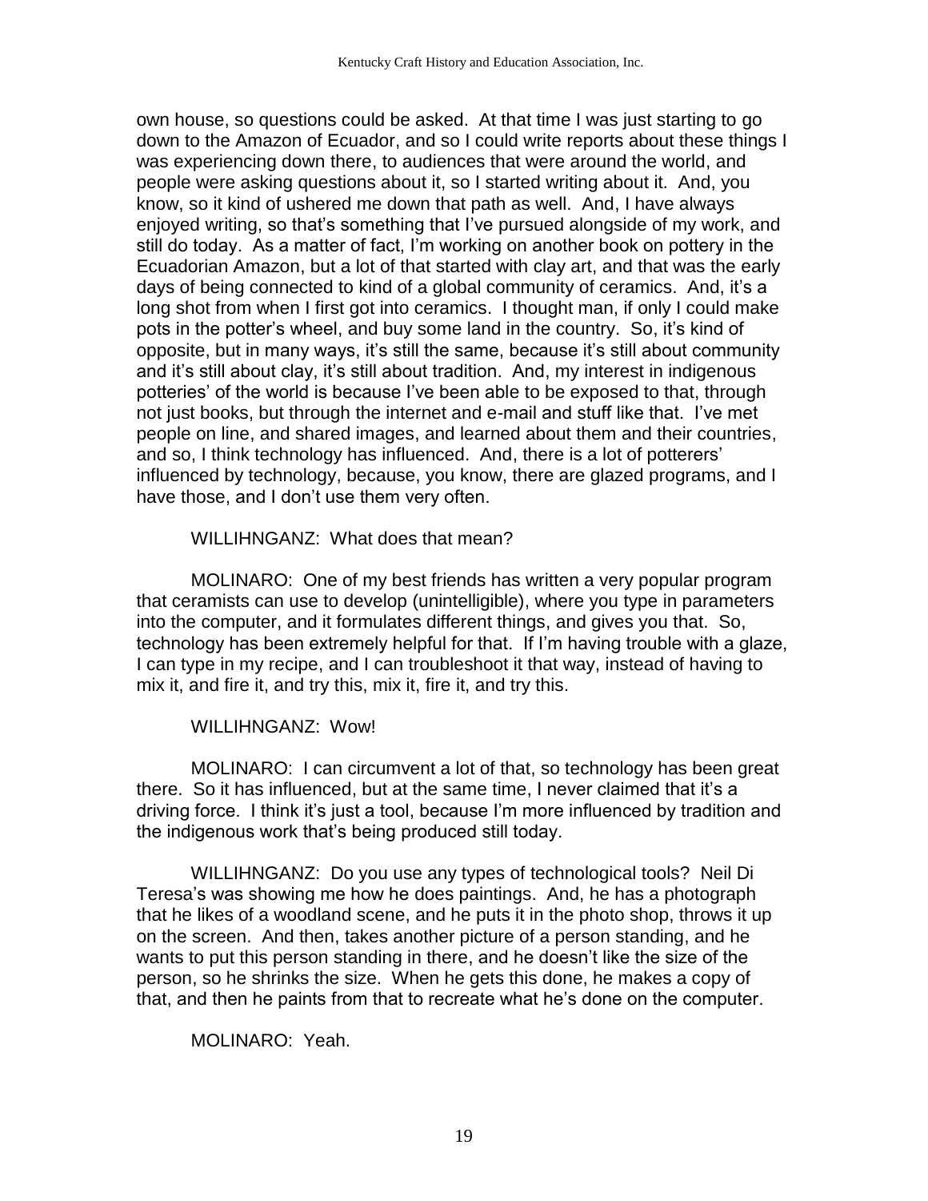own house, so questions could be asked. At that time I was just starting to go down to the Amazon of Ecuador, and so I could write reports about these things I was experiencing down there, to audiences that were around the world, and people were asking questions about it, so I started writing about it. And, you know, so it kind of ushered me down that path as well. And, I have always enjoyed writing, so that's something that I've pursued alongside of my work, and still do today. As a matter of fact, I'm working on another book on pottery in the Ecuadorian Amazon, but a lot of that started with clay art, and that was the early days of being connected to kind of a global community of ceramics. And, it's a long shot from when I first got into ceramics. I thought man, if only I could make pots in the potter's wheel, and buy some land in the country. So, it's kind of opposite, but in many ways, it's still the same, because it's still about community and it's still about clay, it's still about tradition. And, my interest in indigenous potteries' of the world is because I've been able to be exposed to that, through not just books, but through the internet and e-mail and stuff like that. I've met people on line, and shared images, and learned about them and their countries, and so, I think technology has influenced. And, there is a lot of potterers' influenced by technology, because, you know, there are glazed programs, and I have those, and I don't use them very often.

WILLIHNGANZ: What does that mean?

MOLINARO: One of my best friends has written a very popular program that ceramists can use to develop (unintelligible), where you type in parameters into the computer, and it formulates different things, and gives you that. So, technology has been extremely helpful for that. If I'm having trouble with a glaze, I can type in my recipe, and I can troubleshoot it that way, instead of having to mix it, and fire it, and try this, mix it, fire it, and try this.

WILLIHNGANZ: Wow!

MOLINARO: I can circumvent a lot of that, so technology has been great there. So it has influenced, but at the same time, I never claimed that it's a driving force. I think it's just a tool, because I'm more influenced by tradition and the indigenous work that's being produced still today.

WILLIHNGANZ: Do you use any types of technological tools? Neil Di Teresa's was showing me how he does paintings. And, he has a photograph that he likes of a woodland scene, and he puts it in the photo shop, throws it up on the screen. And then, takes another picture of a person standing, and he wants to put this person standing in there, and he doesn't like the size of the person, so he shrinks the size. When he gets this done, he makes a copy of that, and then he paints from that to recreate what he's done on the computer.

MOLINARO: Yeah.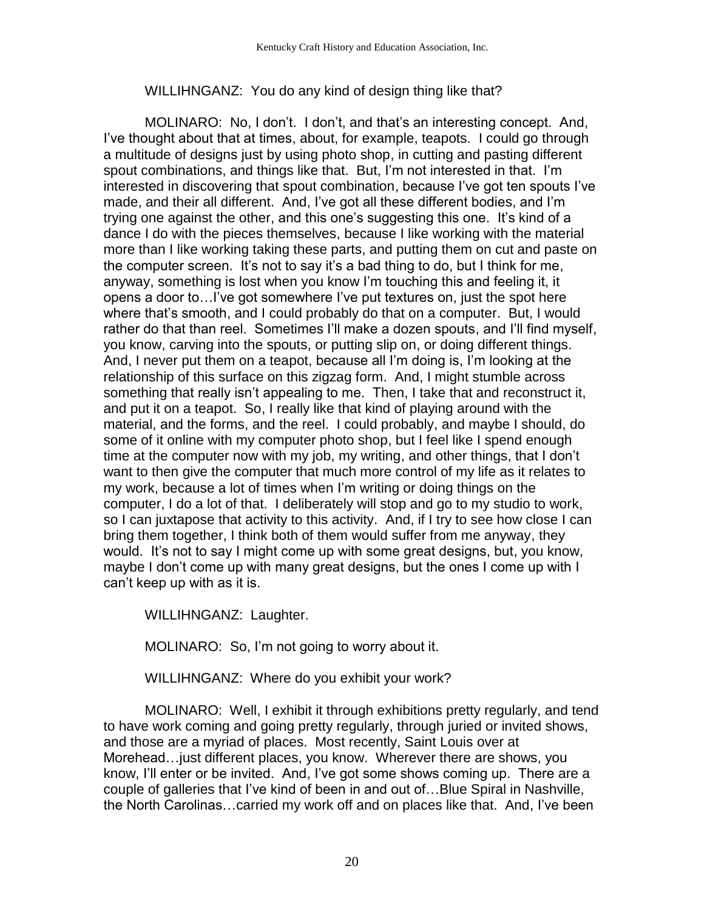WILLIHNGANZ: You do any kind of design thing like that?

MOLINARO: No, I don't. I don't, and that's an interesting concept. And, I've thought about that at times, about, for example, teapots. I could go through a multitude of designs just by using photo shop, in cutting and pasting different spout combinations, and things like that. But, I'm not interested in that. I'm interested in discovering that spout combination, because I've got ten spouts I've made, and their all different. And, I've got all these different bodies, and I'm trying one against the other, and this one's suggesting this one. It's kind of a dance I do with the pieces themselves, because I like working with the material more than I like working taking these parts, and putting them on cut and paste on the computer screen. It's not to say it's a bad thing to do, but I think for me, anyway, something is lost when you know I'm touching this and feeling it, it opens a door to…I've got somewhere I've put textures on, just the spot here where that's smooth, and I could probably do that on a computer. But, I would rather do that than reel. Sometimes I'll make a dozen spouts, and I'll find myself, you know, carving into the spouts, or putting slip on, or doing different things. And, I never put them on a teapot, because all I'm doing is, I'm looking at the relationship of this surface on this zigzag form. And, I might stumble across something that really isn't appealing to me. Then, I take that and reconstruct it, and put it on a teapot. So, I really like that kind of playing around with the material, and the forms, and the reel. I could probably, and maybe I should, do some of it online with my computer photo shop, but I feel like I spend enough time at the computer now with my job, my writing, and other things, that I don't want to then give the computer that much more control of my life as it relates to my work, because a lot of times when I'm writing or doing things on the computer, I do a lot of that. I deliberately will stop and go to my studio to work, so I can juxtapose that activity to this activity. And, if I try to see how close I can bring them together, I think both of them would suffer from me anyway, they would. It's not to say I might come up with some great designs, but, you know, maybe I don't come up with many great designs, but the ones I come up with I can't keep up with as it is.

WILLIHNGANZ: Laughter.

MOLINARO: So, I'm not going to worry about it.

WILLIHNGANZ: Where do you exhibit your work?

MOLINARO: Well, I exhibit it through exhibitions pretty regularly, and tend to have work coming and going pretty regularly, through juried or invited shows, and those are a myriad of places. Most recently, Saint Louis over at Morehead…just different places, you know. Wherever there are shows, you know, I'll enter or be invited. And, I've got some shows coming up. There are a couple of galleries that I've kind of been in and out of…Blue Spiral in Nashville, the North Carolinas…carried my work off and on places like that. And, I've been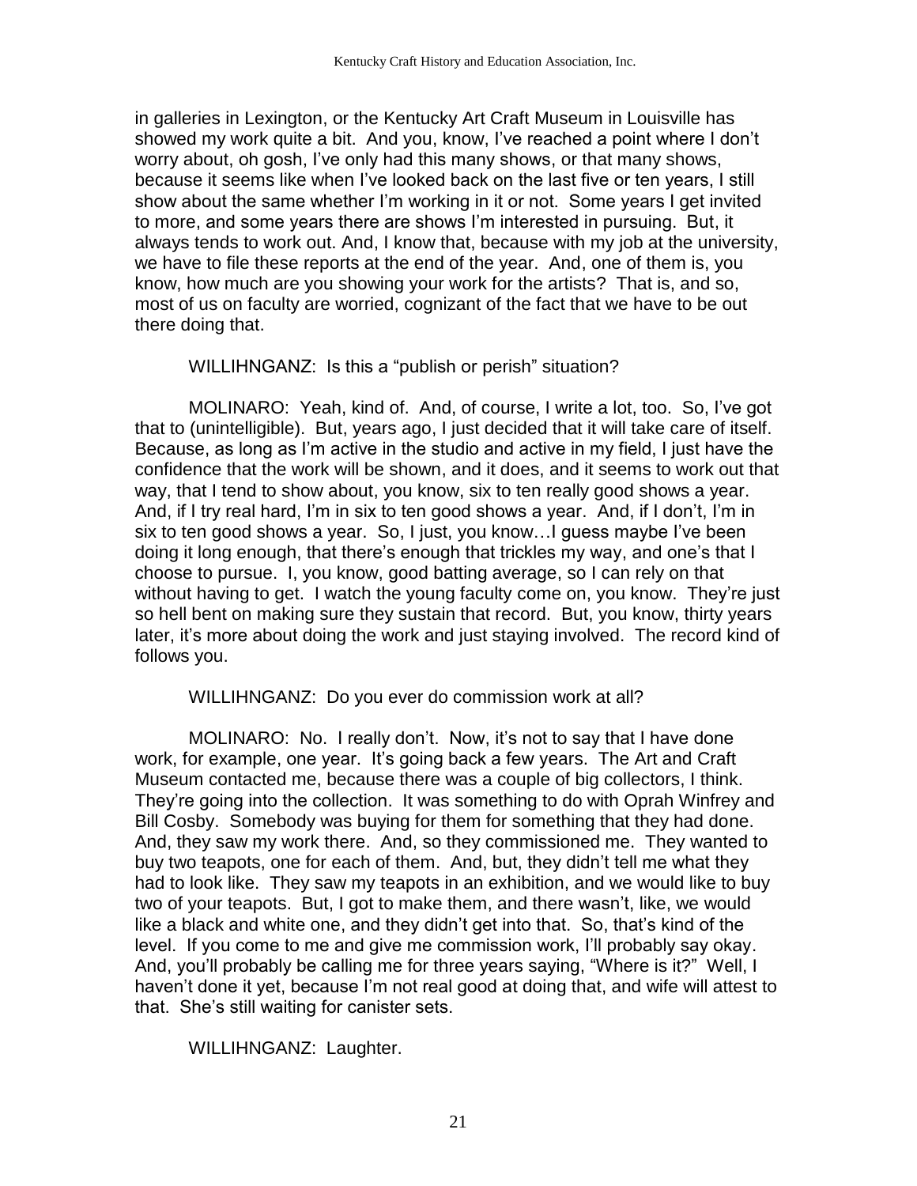in galleries in Lexington, or the Kentucky Art Craft Museum in Louisville has showed my work quite a bit. And you, know, I've reached a point where I don't worry about, oh gosh, I've only had this many shows, or that many shows, because it seems like when I've looked back on the last five or ten years, I still show about the same whether I'm working in it or not. Some years I get invited to more, and some years there are shows I'm interested in pursuing. But, it always tends to work out. And, I know that, because with my job at the university, we have to file these reports at the end of the year. And, one of them is, you know, how much are you showing your work for the artists? That is, and so, most of us on faculty are worried, cognizant of the fact that we have to be out there doing that.

WILLIHNGANZ: Is this a "publish or perish" situation?

MOLINARO: Yeah, kind of. And, of course, I write a lot, too. So, I've got that to (unintelligible). But, years ago, I just decided that it will take care of itself. Because, as long as I'm active in the studio and active in my field, I just have the confidence that the work will be shown, and it does, and it seems to work out that way, that I tend to show about, you know, six to ten really good shows a year. And, if I try real hard, I'm in six to ten good shows a year. And, if I don't, I'm in six to ten good shows a year. So, I just, you know…I guess maybe I've been doing it long enough, that there's enough that trickles my way, and one's that I choose to pursue. I, you know, good batting average, so I can rely on that without having to get. I watch the young faculty come on, you know. They're just so hell bent on making sure they sustain that record. But, you know, thirty years later, it's more about doing the work and just staying involved. The record kind of follows you.

WILLIHNGANZ: Do you ever do commission work at all?

MOLINARO: No. I really don't. Now, it's not to say that I have done work, for example, one year. It's going back a few years. The Art and Craft Museum contacted me, because there was a couple of big collectors, I think. They're going into the collection. It was something to do with Oprah Winfrey and Bill Cosby. Somebody was buying for them for something that they had done. And, they saw my work there. And, so they commissioned me. They wanted to buy two teapots, one for each of them. And, but, they didn't tell me what they had to look like. They saw my teapots in an exhibition, and we would like to buy two of your teapots. But, I got to make them, and there wasn't, like, we would like a black and white one, and they didn't get into that. So, that's kind of the level. If you come to me and give me commission work, I'll probably say okay. And, you'll probably be calling me for three years saying, "Where is it?" Well, I haven't done it yet, because I'm not real good at doing that, and wife will attest to that. She's still waiting for canister sets.

WILLIHNGANZ: Laughter.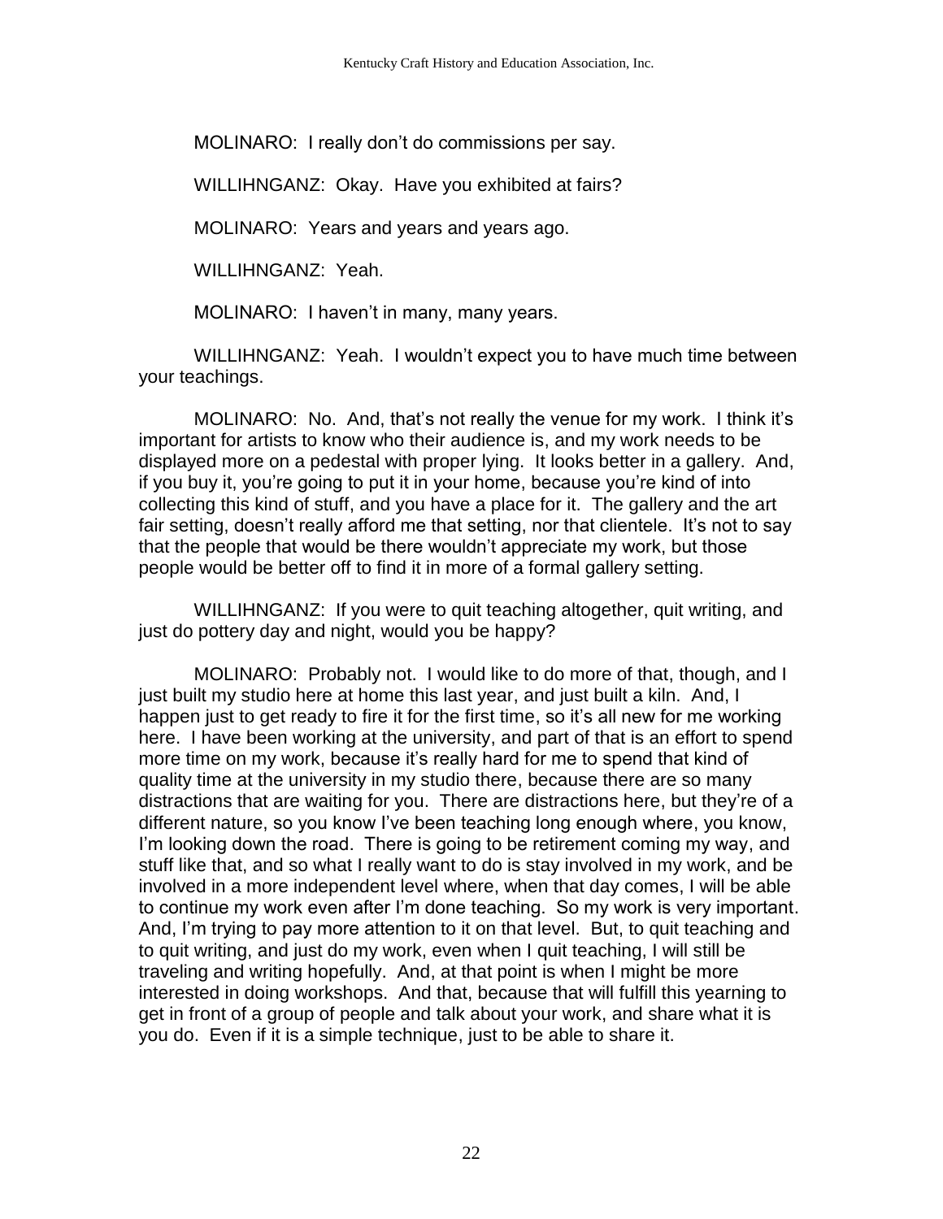MOLINARO: I really don't do commissions per say.

WILLIHNGANZ: Okay. Have you exhibited at fairs?

MOLINARO: Years and years and years ago.

WILLIHNGANZ: Yeah.

MOLINARO: I haven't in many, many years.

WILLIHNGANZ: Yeah. I wouldn't expect you to have much time between your teachings.

MOLINARO: No. And, that's not really the venue for my work. I think it's important for artists to know who their audience is, and my work needs to be displayed more on a pedestal with proper lying. It looks better in a gallery. And, if you buy it, you're going to put it in your home, because you're kind of into collecting this kind of stuff, and you have a place for it. The gallery and the art fair setting, doesn't really afford me that setting, nor that clientele. It's not to say that the people that would be there wouldn't appreciate my work, but those people would be better off to find it in more of a formal gallery setting.

WILLIHNGANZ: If you were to quit teaching altogether, quit writing, and just do pottery day and night, would you be happy?

MOLINARO: Probably not. I would like to do more of that, though, and I just built my studio here at home this last year, and just built a kiln. And, I happen just to get ready to fire it for the first time, so it's all new for me working here. I have been working at the university, and part of that is an effort to spend more time on my work, because it's really hard for me to spend that kind of quality time at the university in my studio there, because there are so many distractions that are waiting for you. There are distractions here, but they're of a different nature, so you know I've been teaching long enough where, you know, I'm looking down the road. There is going to be retirement coming my way, and stuff like that, and so what I really want to do is stay involved in my work, and be involved in a more independent level where, when that day comes, I will be able to continue my work even after I'm done teaching. So my work is very important. And, I'm trying to pay more attention to it on that level. But, to quit teaching and to quit writing, and just do my work, even when I quit teaching, I will still be traveling and writing hopefully. And, at that point is when I might be more interested in doing workshops. And that, because that will fulfill this yearning to get in front of a group of people and talk about your work, and share what it is you do. Even if it is a simple technique, just to be able to share it.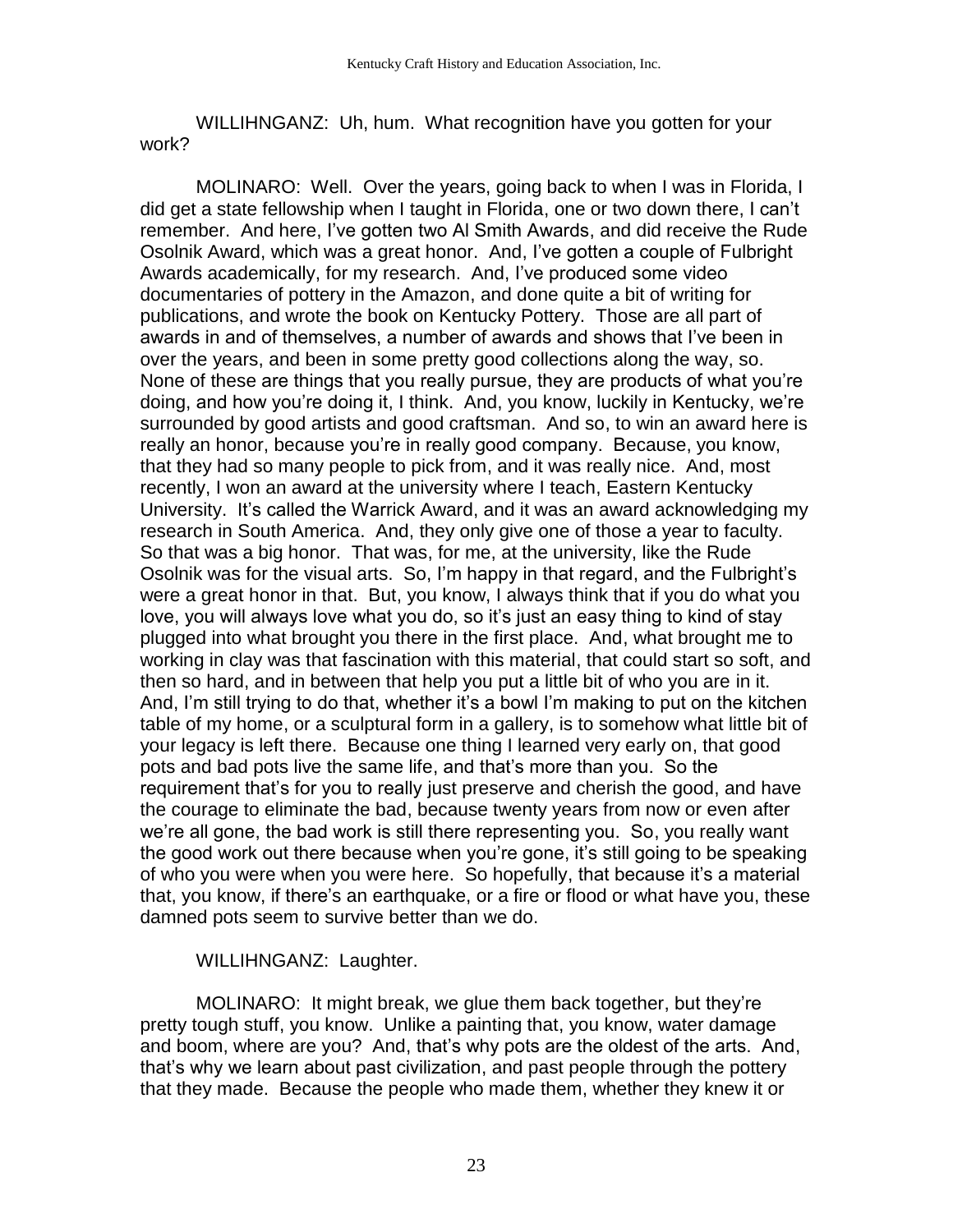WILLIHNGANZ: Uh, hum. What recognition have you gotten for your work?

MOLINARO: Well. Over the years, going back to when I was in Florida, I did get a state fellowship when I taught in Florida, one or two down there, I can't remember. And here, I've gotten two Al Smith Awards, and did receive the Rude Osolnik Award, which was a great honor. And, I've gotten a couple of Fulbright Awards academically, for my research. And, I've produced some video documentaries of pottery in the Amazon, and done quite a bit of writing for publications, and wrote the book on Kentucky Pottery. Those are all part of awards in and of themselves, a number of awards and shows that I've been in over the years, and been in some pretty good collections along the way, so. None of these are things that you really pursue, they are products of what you're doing, and how you're doing it, I think. And, you know, luckily in Kentucky, we're surrounded by good artists and good craftsman. And so, to win an award here is really an honor, because you're in really good company. Because, you know, that they had so many people to pick from, and it was really nice. And, most recently, I won an award at the university where I teach, Eastern Kentucky University. It's called the Warrick Award, and it was an award acknowledging my research in South America. And, they only give one of those a year to faculty. So that was a big honor. That was, for me, at the university, like the Rude Osolnik was for the visual arts. So, I'm happy in that regard, and the Fulbright's were a great honor in that. But, you know, I always think that if you do what you love, you will always love what you do, so it's just an easy thing to kind of stay plugged into what brought you there in the first place. And, what brought me to working in clay was that fascination with this material, that could start so soft, and then so hard, and in between that help you put a little bit of who you are in it. And, I'm still trying to do that, whether it's a bowl I'm making to put on the kitchen table of my home, or a sculptural form in a gallery, is to somehow what little bit of your legacy is left there. Because one thing I learned very early on, that good pots and bad pots live the same life, and that's more than you. So the requirement that's for you to really just preserve and cherish the good, and have the courage to eliminate the bad, because twenty years from now or even after we're all gone, the bad work is still there representing you. So, you really want the good work out there because when you're gone, it's still going to be speaking of who you were when you were here. So hopefully, that because it's a material that, you know, if there's an earthquake, or a fire or flood or what have you, these damned pots seem to survive better than we do.

WILLIHNGANZ: Laughter.

MOLINARO: It might break, we glue them back together, but they're pretty tough stuff, you know. Unlike a painting that, you know, water damage and boom, where are you? And, that's why pots are the oldest of the arts. And, that's why we learn about past civilization, and past people through the pottery that they made. Because the people who made them, whether they knew it or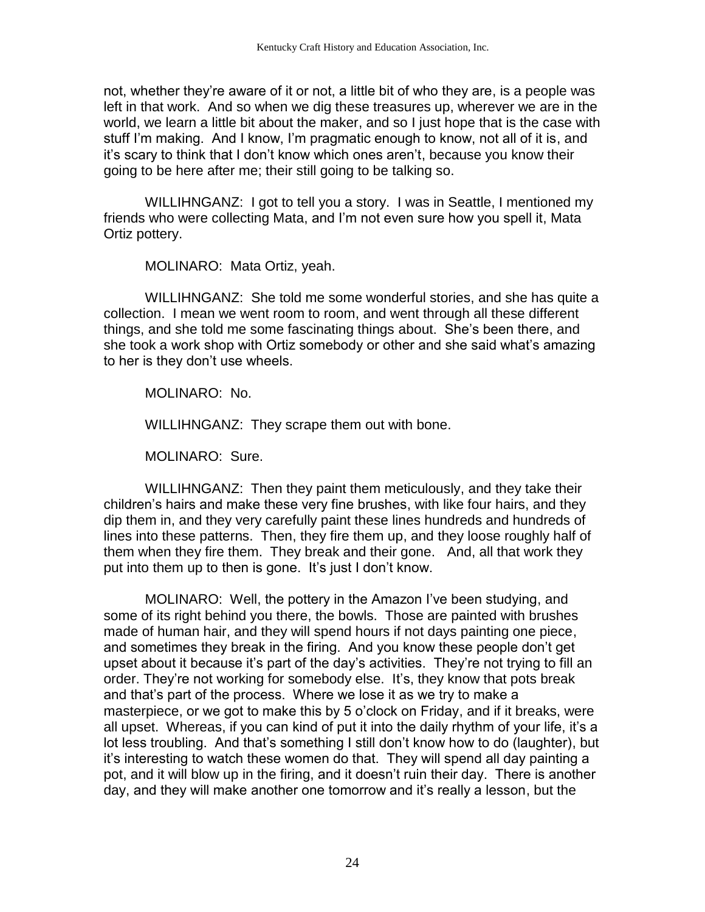not, whether they're aware of it or not, a little bit of who they are, is a people was left in that work. And so when we dig these treasures up, wherever we are in the world, we learn a little bit about the maker, and so I just hope that is the case with stuff I'm making. And I know, I'm pragmatic enough to know, not all of it is, and it's scary to think that I don't know which ones aren't, because you know their going to be here after me; their still going to be talking so.

WILLIHNGANZ: I got to tell you a story. I was in Seattle, I mentioned my friends who were collecting Mata, and I'm not even sure how you spell it, Mata Ortiz pottery.

MOLINARO: Mata Ortiz, yeah.

WILLIHNGANZ: She told me some wonderful stories, and she has quite a collection. I mean we went room to room, and went through all these different things, and she told me some fascinating things about. She's been there, and she took a work shop with Ortiz somebody or other and she said what's amazing to her is they don't use wheels.

MOLINARO: No.

WILLIHNGANZ: They scrape them out with bone.

MOLINARO: Sure.

WILLIHNGANZ: Then they paint them meticulously, and they take their children's hairs and make these very fine brushes, with like four hairs, and they dip them in, and they very carefully paint these lines hundreds and hundreds of lines into these patterns. Then, they fire them up, and they loose roughly half of them when they fire them. They break and their gone. And, all that work they put into them up to then is gone. It's just I don't know.

MOLINARO: Well, the pottery in the Amazon I've been studying, and some of its right behind you there, the bowls. Those are painted with brushes made of human hair, and they will spend hours if not days painting one piece, and sometimes they break in the firing. And you know these people don't get upset about it because it's part of the day's activities. They're not trying to fill an order. They're not working for somebody else. It's, they know that pots break and that's part of the process. Where we lose it as we try to make a masterpiece, or we got to make this by 5 o'clock on Friday, and if it breaks, were all upset. Whereas, if you can kind of put it into the daily rhythm of your life, it's a lot less troubling. And that's something I still don't know how to do (laughter), but it's interesting to watch these women do that. They will spend all day painting a pot, and it will blow up in the firing, and it doesn't ruin their day. There is another day, and they will make another one tomorrow and it's really a lesson, but the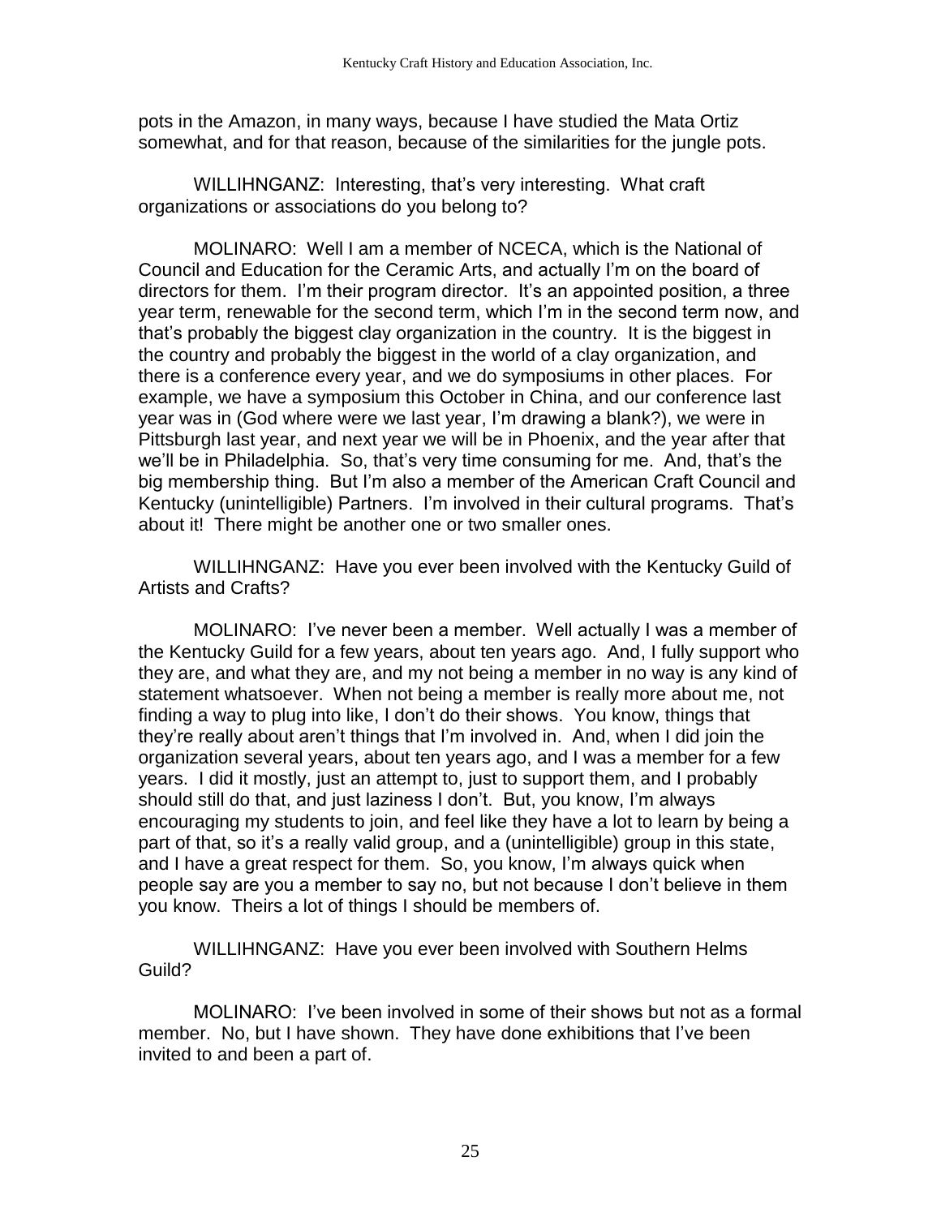pots in the Amazon, in many ways, because I have studied the Mata Ortiz somewhat, and for that reason, because of the similarities for the jungle pots.

WILLIHNGANZ: Interesting, that's very interesting. What craft organizations or associations do you belong to?

MOLINARO: Well I am a member of NCECA, which is the National of Council and Education for the Ceramic Arts, and actually I'm on the board of directors for them. I'm their program director. It's an appointed position, a three year term, renewable for the second term, which I'm in the second term now, and that's probably the biggest clay organization in the country. It is the biggest in the country and probably the biggest in the world of a clay organization, and there is a conference every year, and we do symposiums in other places. For example, we have a symposium this October in China, and our conference last year was in (God where were we last year, I'm drawing a blank?), we were in Pittsburgh last year, and next year we will be in Phoenix, and the year after that we'll be in Philadelphia. So, that's very time consuming for me. And, that's the big membership thing. But I'm also a member of the American Craft Council and Kentucky (unintelligible) Partners. I'm involved in their cultural programs. That's about it! There might be another one or two smaller ones.

WILLIHNGANZ: Have you ever been involved with the Kentucky Guild of Artists and Crafts?

MOLINARO: I've never been a member. Well actually I was a member of the Kentucky Guild for a few years, about ten years ago. And, I fully support who they are, and what they are, and my not being a member in no way is any kind of statement whatsoever. When not being a member is really more about me, not finding a way to plug into like, I don't do their shows. You know, things that they're really about aren't things that I'm involved in. And, when I did join the organization several years, about ten years ago, and I was a member for a few years. I did it mostly, just an attempt to, just to support them, and I probably should still do that, and just laziness I don't. But, you know, I'm always encouraging my students to join, and feel like they have a lot to learn by being a part of that, so it's a really valid group, and a (unintelligible) group in this state, and I have a great respect for them. So, you know, I'm always quick when people say are you a member to say no, but not because I don't believe in them you know. Theirs a lot of things I should be members of.

WILLIHNGANZ: Have you ever been involved with Southern Helms Guild?

MOLINARO: I've been involved in some of their shows but not as a formal member. No, but I have shown. They have done exhibitions that I've been invited to and been a part of.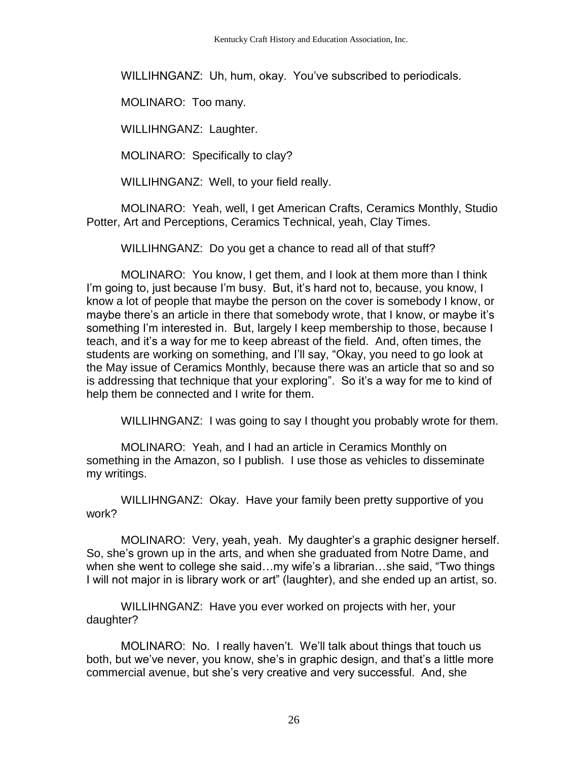WILLIHNGANZ: Uh, hum, okay. You've subscribed to periodicals.

MOLINARO: Too many.

WILLIHNGANZ: Laughter.

MOLINARO: Specifically to clay?

WILLIHNGANZ: Well, to your field really.

MOLINARO: Yeah, well, I get American Crafts, Ceramics Monthly, Studio Potter, Art and Perceptions, Ceramics Technical, yeah, Clay Times.

WILLIHNGANZ: Do you get a chance to read all of that stuff?

MOLINARO: You know, I get them, and I look at them more than I think I'm going to, just because I'm busy. But, it's hard not to, because, you know, I know a lot of people that maybe the person on the cover is somebody I know, or maybe there's an article in there that somebody wrote, that I know, or maybe it's something I'm interested in. But, largely I keep membership to those, because I teach, and it's a way for me to keep abreast of the field. And, often times, the students are working on something, and I'll say, "Okay, you need to go look at the May issue of Ceramics Monthly, because there was an article that so and so is addressing that technique that your exploring". So it's a way for me to kind of help them be connected and I write for them.

WILLIHNGANZ: I was going to say I thought you probably wrote for them.

MOLINARO: Yeah, and I had an article in Ceramics Monthly on something in the Amazon, so I publish. I use those as vehicles to disseminate my writings.

WILLIHNGANZ: Okay. Have your family been pretty supportive of you work?

MOLINARO: Very, yeah, yeah. My daughter's a graphic designer herself. So, she's grown up in the arts, and when she graduated from Notre Dame, and when she went to college she said…my wife's a librarian…she said, "Two things I will not major in is library work or art" (laughter), and she ended up an artist, so.

WILLIHNGANZ: Have you ever worked on projects with her, your daughter?

MOLINARO: No. I really haven't. We'll talk about things that touch us both, but we've never, you know, she's in graphic design, and that's a little more commercial avenue, but she's very creative and very successful. And, she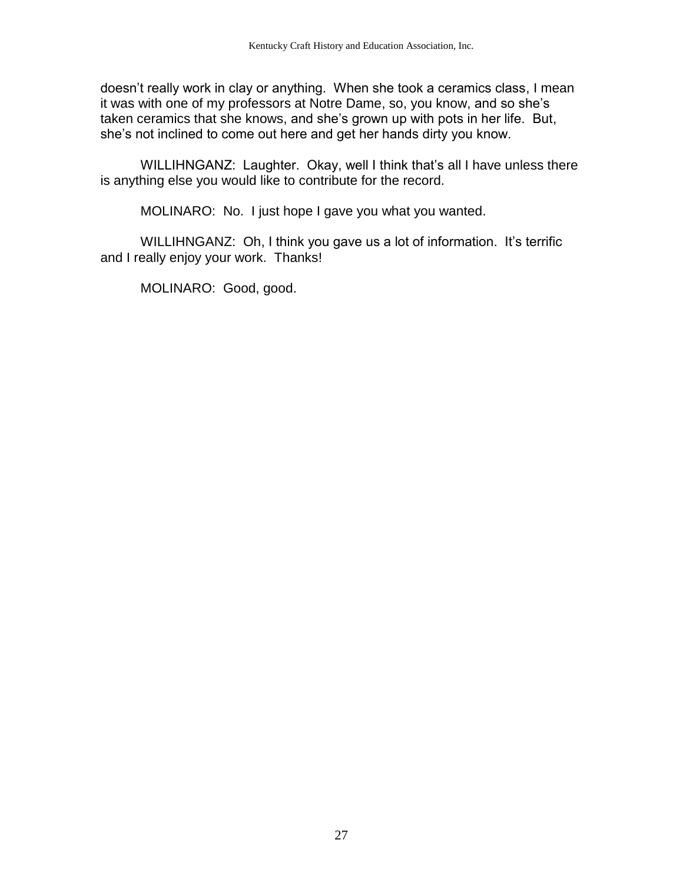doesn't really work in clay or anything. When she took a ceramics class, I mean it was with one of my professors at Notre Dame, so, you know, and so she's taken ceramics that she knows, and she's grown up with pots in her life. But, she's not inclined to come out here and get her hands dirty you know.

WILLIHNGANZ: Laughter. Okay, well I think that's all I have unless there is anything else you would like to contribute for the record.

MOLINARO: No. I just hope I gave you what you wanted.

WILLIHNGANZ: Oh, I think you gave us a lot of information. It's terrific and I really enjoy your work. Thanks!

MOLINARO: Good, good.